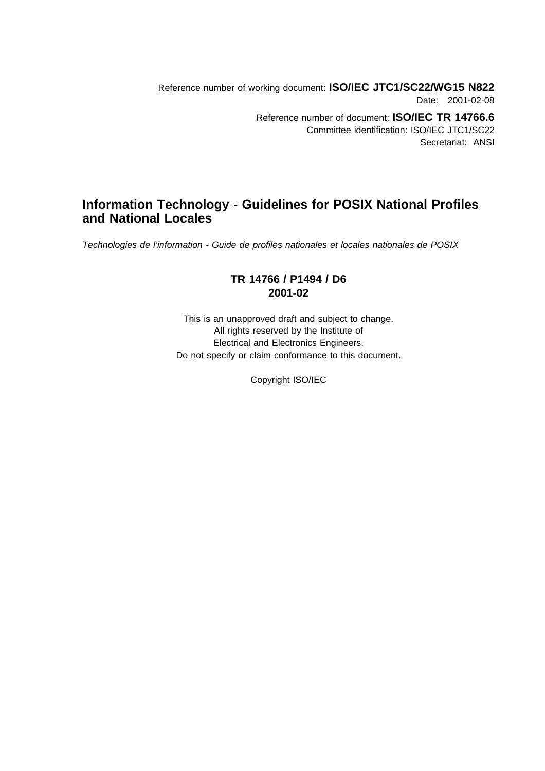Reference number of working document: **ISO/IEC JTC1/SC22/WG15 N822**
Date: 2001-02-08

Reference number of document: **ISO/IEC TR 14766.6**
Committee identification: ISO/IEC JTC1/SC22
Secretariat: ANSI

# Information Technology - Guidelines for POSIX National Profiles and National Locales

*Technologies de l'information - Guide de profiles nationales et locales nationales de POSIX*

**TR 14766 / P1494 / D6**
**2001-02**

This is an unapproved draft and subject to change.
All rights reserved by the Institute of
Electrical and Electronics Engineers.
Do not specify or claim conformance to this document.

Copyright ISO/IEC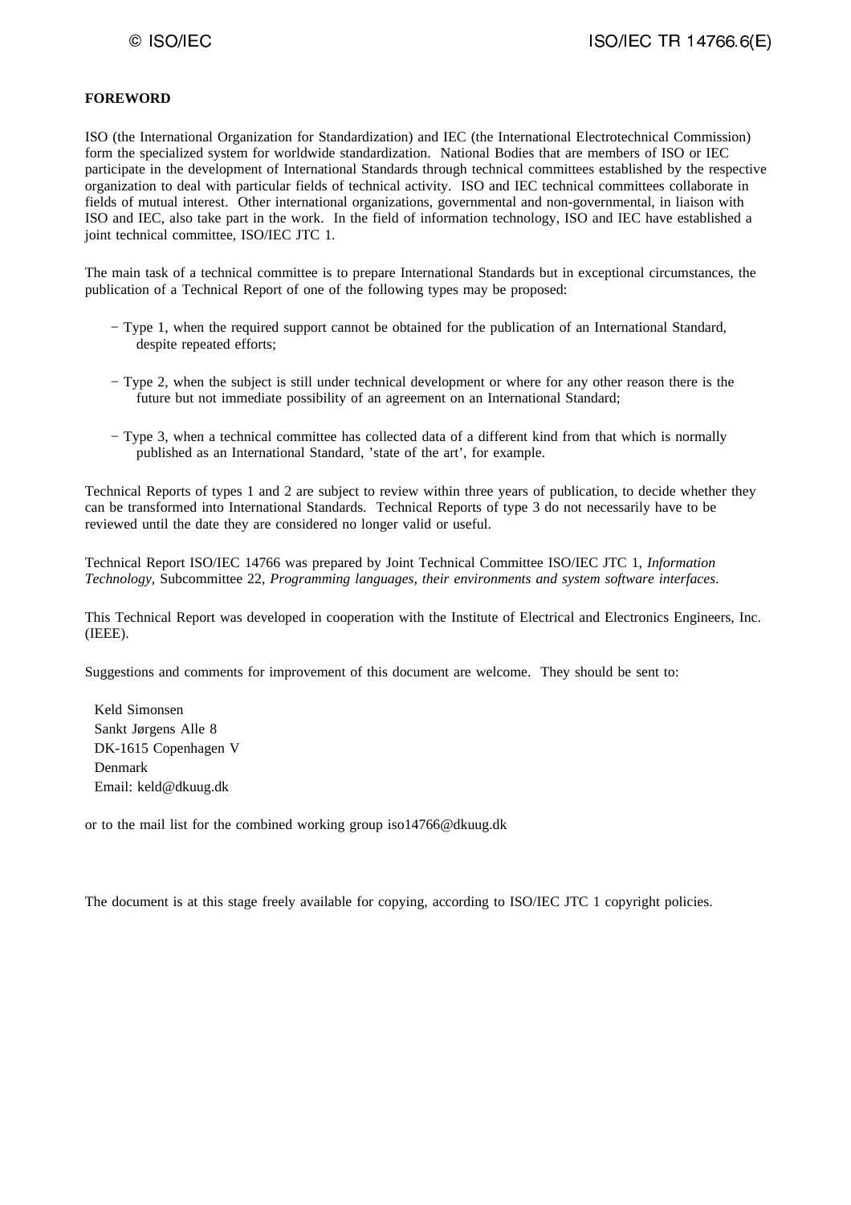**FOREWORD**

ISO (the International Organization for Standardization) and IEC (the International Electrotechnical Commission) form the specialized system for worldwide standardization. National Bodies that are members of ISO or IEC participate in the development of International Standards through technical committees established by the respective organization to deal with particular fields of technical activity. ISO and IEC technical committees collaborate in fields of mutual interest. Other international organizations, governmental and non-governmental, in liaison with ISO and IEC, also take part in the work. In the field of information technology, ISO and IEC have established a joint technical committee, ISO/IEC JTC 1.

The main task of a technical committee is to prepare International Standards but in exceptional circumstances, the publication of a Technical Report of one of the following types may be proposed:

- Type 1, when the required support cannot be obtained for the publication of an International Standard, despite repeated efforts;
- Type 2, when the subject is still under technical development or where for any other reason there is the future but not immediate possibility of an agreement on an International Standard;
- Type 3, when a technical committee has collected data of a different kind from that which is normally published as an International Standard, 'state of the art', for example.

Technical Reports of types 1 and 2 are subject to review within three years of publication, to decide whether they can be transformed into International Standards. Technical Reports of type 3 do not necessarily have to be reviewed until the date they are considered no longer valid or useful.

Technical Report ISO/IEC 14766 was prepared by Joint Technical Committee ISO/IEC JTC 1, *Information Technology*, Subcommittee 22, *Programming languages, their environments and system software interfaces*.

This Technical Report was developed in cooperation with the Institute of Electrical and Electronics Engineers, Inc. (IEEE).

Suggestions and comments for improvement of this document are welcome. They should be sent to:

Keld Simonsen
Sankt Jørgens Alle 8
DK-1615 Copenhagen V
Denmark
Email: keld@dkuug.dk

or to the mail list for the combined working group iso14766@dkuug.dk

The document is at this stage freely available for copying, according to ISO/IEC JTC 1 copyright policies.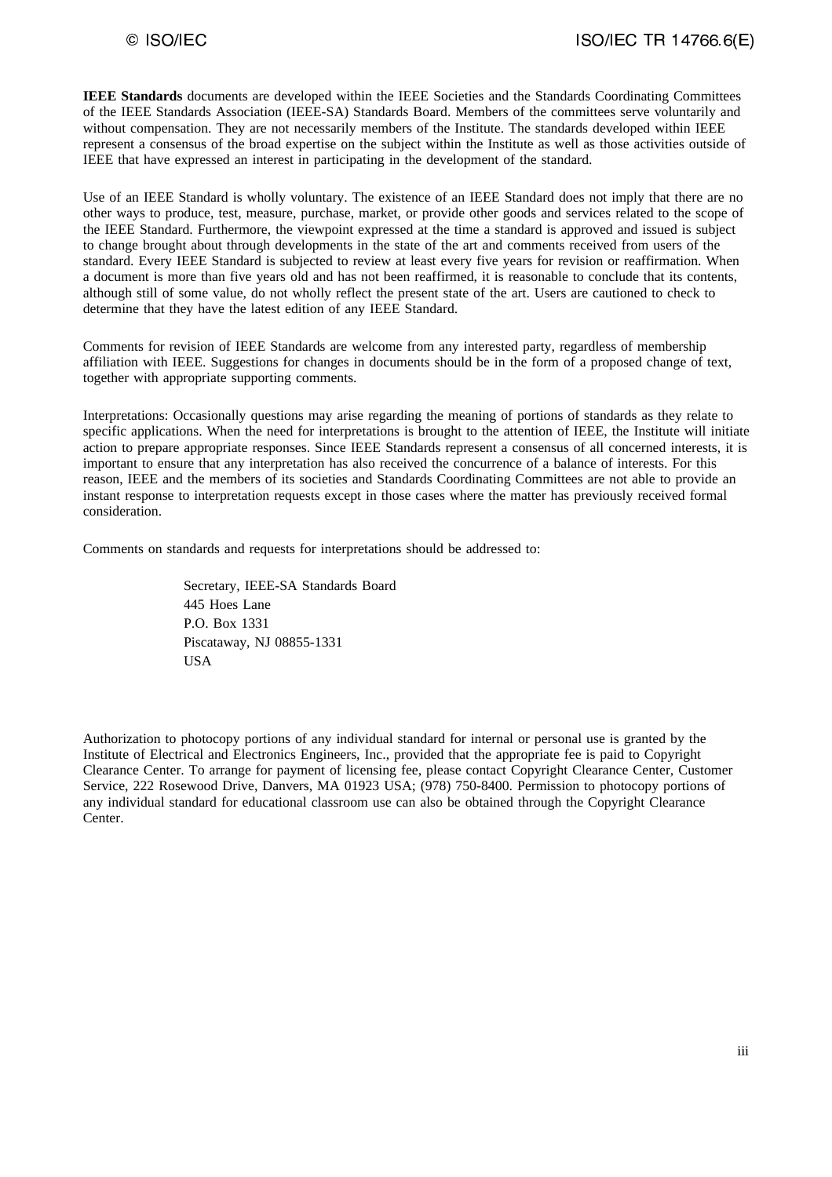**IEEE Standards** documents are developed within the IEEE Societies and the Standards Coordinating Committees of the IEEE Standards Association (IEEE-SA) Standards Board. Members of the committees serve voluntarily and without compensation. They are not necessarily members of the Institute. The standards developed within IEEE represent a consensus of the broad expertise on the subject within the Institute as well as those activities outside of IEEE that have expressed an interest in participating in the development of the standard.

Use of an IEEE Standard is wholly voluntary. The existence of an IEEE Standard does not imply that there are no other ways to produce, test, measure, purchase, market, or provide other goods and services related to the scope of the IEEE Standard. Furthermore, the viewpoint expressed at the time a standard is approved and issued is subject to change brought about through developments in the state of the art and comments received from users of the standard. Every IEEE Standard is subjected to review at least every five years for revision or reaffirmation. When a document is more than five years old and has not been reaffirmed, it is reasonable to conclude that its contents, although still of some value, do not wholly reflect the present state of the art. Users are cautioned to check to determine that they have the latest edition of any IEEE Standard.

Comments for revision of IEEE Standards are welcome from any interested party, regardless of membership affiliation with IEEE. Suggestions for changes in documents should be in the form of a proposed change of text, together with appropriate supporting comments.

Interpretations: Occasionally questions may arise regarding the meaning of portions of standards as they relate to specific applications. When the need for interpretations is brought to the attention of IEEE, the Institute will initiate action to prepare appropriate responses. Since IEEE Standards represent a consensus of all concerned interests, it is important to ensure that any interpretation has also received the concurrence of a balance of interests. For this reason, IEEE and the members of its societies and Standards Coordinating Committees are not able to provide an instant response to interpretation requests except in those cases where the matter has previously received formal consideration.

Comments on standards and requests for interpretations should be addressed to:

Secretary, IEEE-SA Standards Board
445 Hoes Lane
P.O. Box 1331
Piscataway, NJ 08855-1331
USA

Authorization to photocopy portions of any individual standard for internal or personal use is granted by the Institute of Electrical and Electronics Engineers, Inc., provided that the appropriate fee is paid to Copyright Clearance Center. To arrange for payment of licensing fee, please contact Copyright Clearance Center, Customer Service, 222 Rosewood Drive, Danvers, MA 01923 USA; (978) 750-8400. Permission to photocopy portions of any individual standard for educational classroom use can also be obtained through the Copyright Clearance Center.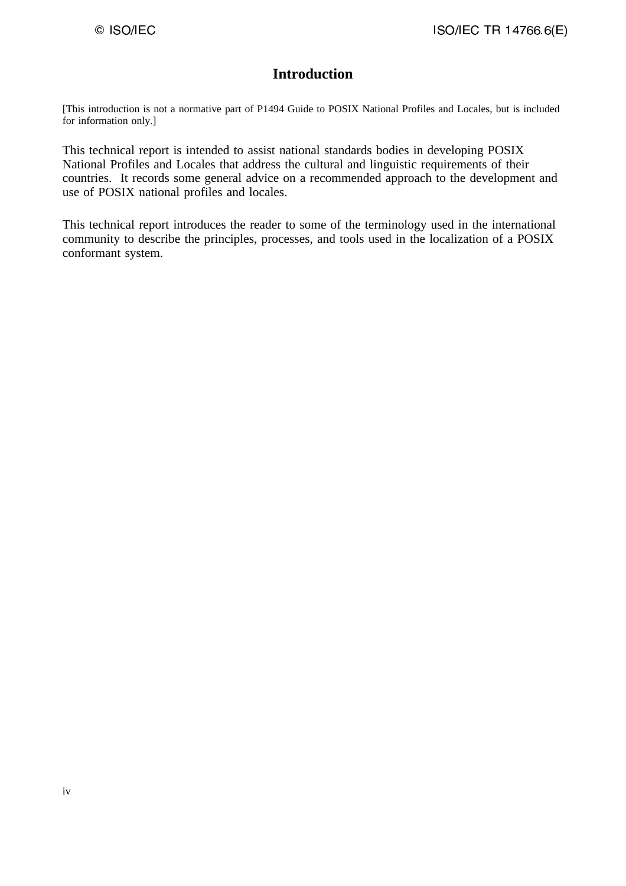# Introduction

[This introduction is not a normative part of P1494 Guide to POSIX National Profiles and Locales, but is included for information only.]

This technical report is intended to assist national standards bodies in developing POSIX National Profiles and Locales that address the cultural and linguistic requirements of their countries. It records some general advice on a recommended approach to the development and use of POSIX national profiles and locales.

This technical report introduces the reader to some of the terminology used in the international community to describe the principles, processes, and tools used in the localization of a POSIX conformant system.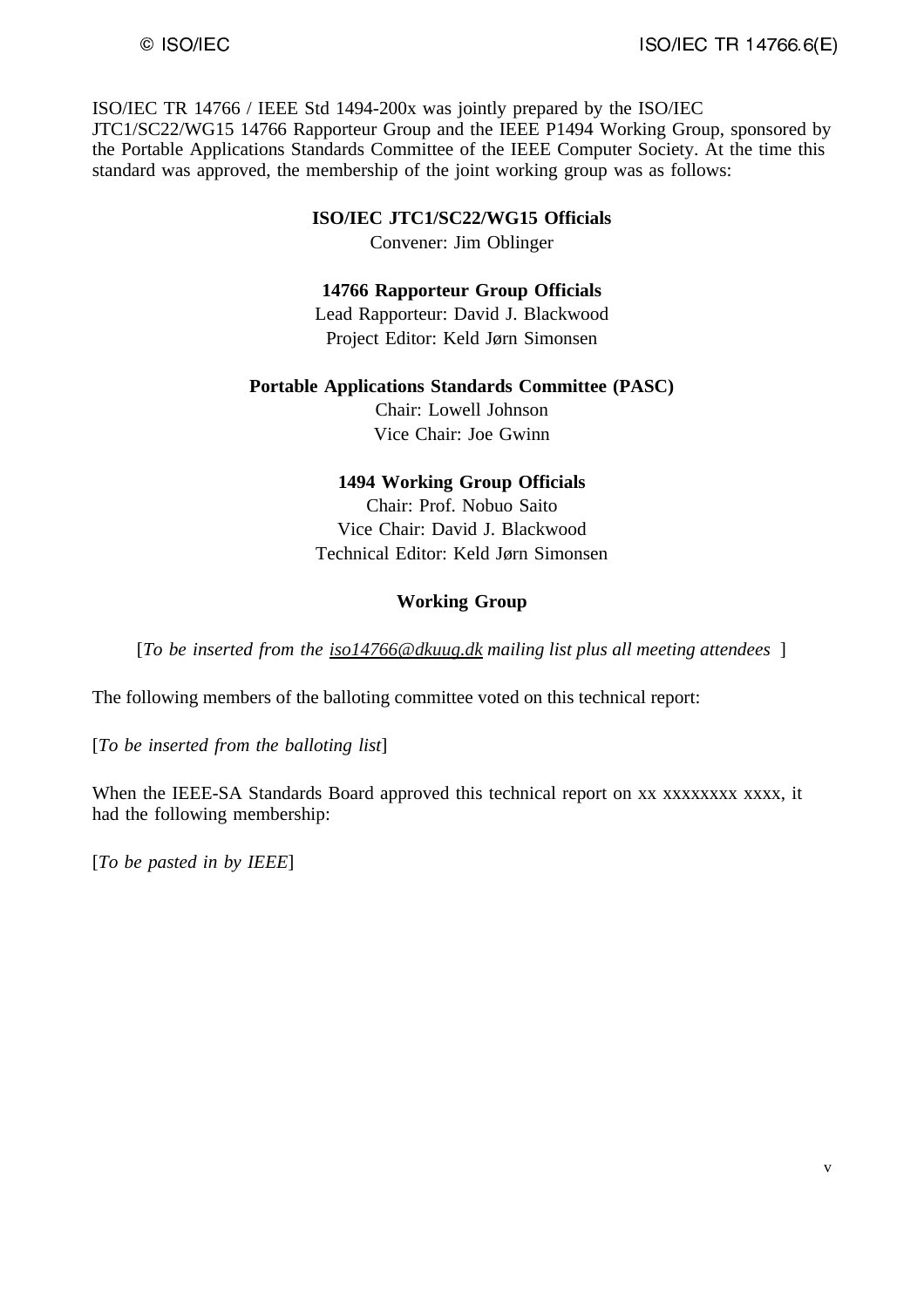ISO/IEC TR 14766 / IEEE Std 1494-200x was jointly prepared by the ISO/IEC JTC1/SC22/WG15 14766 Rapporteur Group and the IEEE P1494 Working Group, sponsored by the Portable Applications Standards Committee of the IEEE Computer Society. At the time this standard was approved, the membership of the joint working group was as follows:

**ISO/IEC JTC1/SC22/WG15 Officials**

Convener: Jim Oblinger

**14766 Rapporteur Group Officials**

Lead Rapporteur: David J. Blackwood
Project Editor: Keld Jørn Simonsen

**Portable Applications Standards Committee (PASC)**

Chair: Lowell Johnson
Vice Chair: Joe Gwinn

**1494 Working Group Officials**

Chair: Prof. Nobuo Saito
Vice Chair: David J. Blackwood
Technical Editor: Keld Jørn Simonsen

**Working Group**

[*To be inserted from the iso14766@dkuug.dk mailing list plus all meeting attendees* ]

The following members of the balloting committee voted on this technical report:

[*To be inserted from the balloting list*]

When the IEEE-SA Standards Board approved this technical report on xx xxxxxxxx xxxx, it had the following membership:

[*To be pasted in by IEEE*]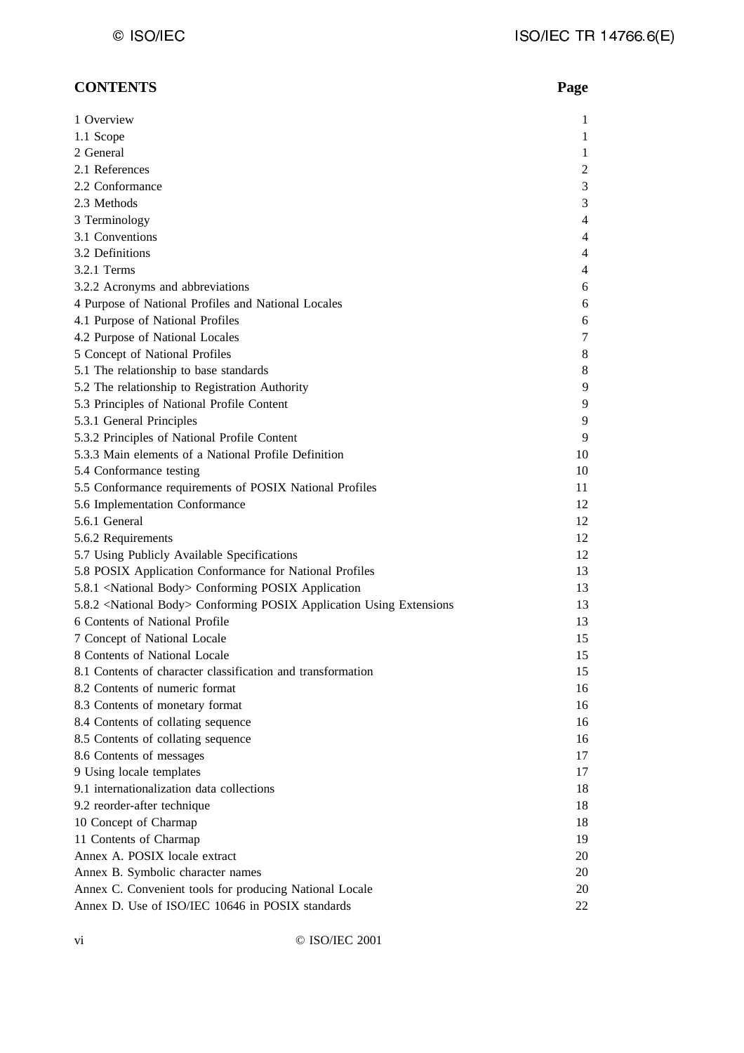# CONTENTS

| | Page |
|---|---|
| 1 Overview | 1 |
| 1.1 Scope | 1 |
| 2 General | 1 |
| 2.1 References | 2 |
| 2.2 Conformance | 3 |
| 2.3 Methods | 3 |
| 3 Terminology | 4 |
| 3.1 Conventions | 4 |
| 3.2 Definitions | 4 |
| 3.2.1 Terms | 4 |
| 3.2.2 Acronyms and abbreviations | 6 |
| 4 Purpose of National Profiles and National Locales | 6 |
| 4.1 Purpose of National Profiles | 6 |
| 4.2 Purpose of National Locales | 7 |
| 5 Concept of National Profiles | 8 |
| 5.1 The relationship to base standards | 8 |
| 5.2 The relationship to Registration Authority | 9 |
| 5.3 Principles of National Profile Content | 9 |
| 5.3.1 General Principles | 9 |
| 5.3.2 Principles of National Profile Content | 9 |
| 5.3.3 Main elements of a National Profile Definition | 10 |
| 5.4 Conformance testing | 10 |
| 5.5 Conformance requirements of POSIX National Profiles | 11 |
| 5.6 Implementation Conformance | 12 |
| 5.6.1 General | 12 |
| 5.6.2 Requirements | 12 |
| 5.7 Using Publicly Available Specifications | 12 |
| 5.8 POSIX Application Conformance for National Profiles | 13 |
| 5.8.1 <National Body> Conforming POSIX Application | 13 |
| 5.8.2 <National Body> Conforming POSIX Application Using Extensions | 13 |
| 6 Contents of National Profile | 13 |
| 7 Concept of National Locale | 15 |
| 8 Contents of National Locale | 15 |
| 8.1 Contents of character classification and transformation | 15 |
| 8.2 Contents of numeric format | 16 |
| 8.3 Contents of monetary format | 16 |
| 8.4 Contents of collating sequence | 16 |
| 8.5 Contents of collating sequence | 16 |
| 8.6 Contents of messages | 17 |
| 9 Using locale templates | 17 |
| 9.1 internationalization data collections | 18 |
| 9.2 reorder-after technique | 18 |
| 10 Concept of Charmap | 18 |
| 11 Contents of Charmap | 19 |
| Annex A. POSIX locale extract | 20 |
| Annex B. Symbolic character names | 20 |
| Annex C. Convenient tools for producing National Locale | 20 |
| Annex D. Use of ISO/IEC 10646 in POSIX standards | 22 |

© ISO/IEC 2001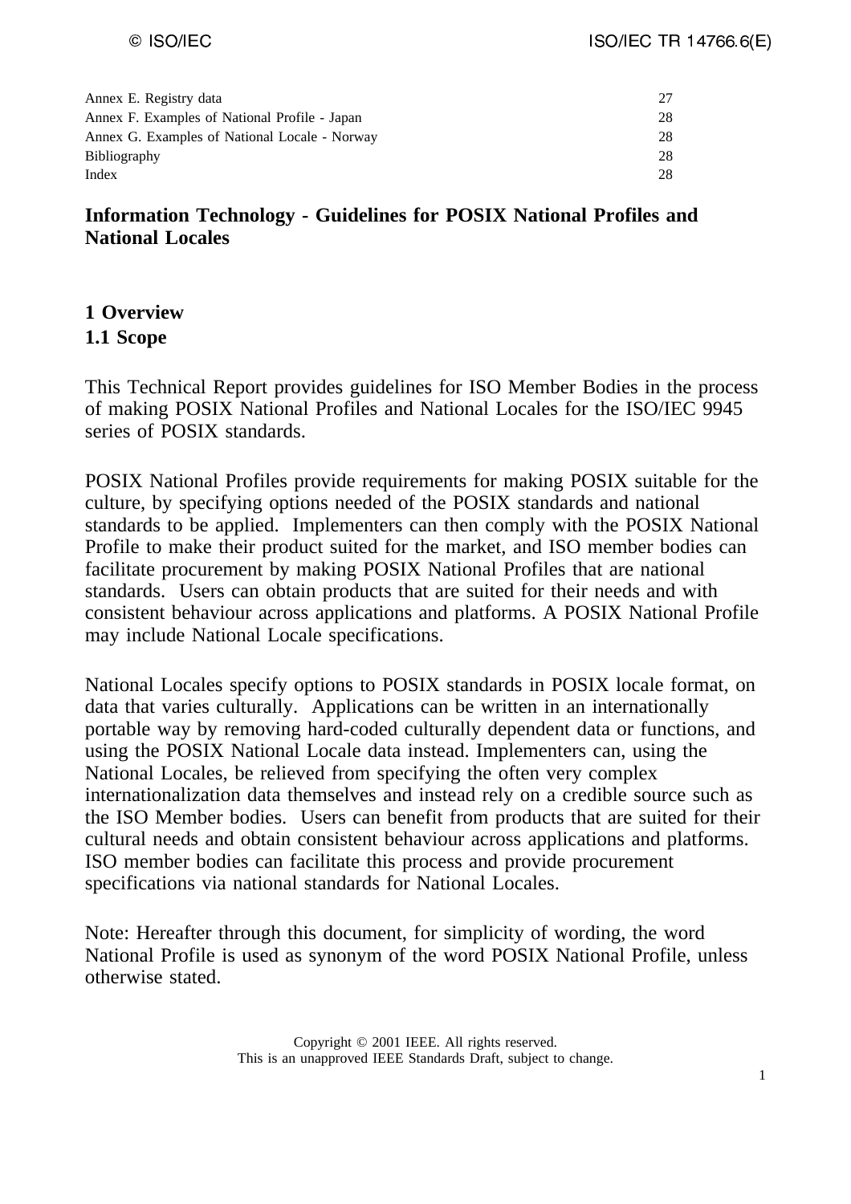| | |
|---|---|
| Annex E. Registry data | 27 |
| Annex F. Examples of National Profile - Japan | 28 |
| Annex G. Examples of National Locale - Norway | 28 |
| Bibliography | 28 |
| Index | 28 |

# Information Technology - Guidelines for POSIX National Profiles and National Locales

## 1 Overview

### 1.1 Scope

This Technical Report provides guidelines for ISO Member Bodies in the process of making POSIX National Profiles and National Locales for the ISO/IEC 9945 series of POSIX standards.

POSIX National Profiles provide requirements for making POSIX suitable for the culture, by specifying options needed of the POSIX standards and national standards to be applied. Implementers can then comply with the POSIX National Profile to make their product suited for the market, and ISO member bodies can facilitate procurement by making POSIX National Profiles that are national standards. Users can obtain products that are suited for their needs and with consistent behaviour across applications and platforms. A POSIX National Profile may include National Locale specifications.

National Locales specify options to POSIX standards in POSIX locale format, on data that varies culturally. Applications can be written in an internationally portable way by removing hard-coded culturally dependent data or functions, and using the POSIX National Locale data instead. Implementers can, using the National Locales, be relieved from specifying the often very complex internationalization data themselves and instead rely on a credible source such as the ISO Member bodies. Users can benefit from products that are suited for their cultural needs and obtain consistent behaviour across applications and platforms. ISO member bodies can facilitate this process and provide procurement specifications via national standards for National Locales.

Note: Hereafter through this document, for simplicity of wording, the word National Profile is used as synonym of the word POSIX National Profile, unless otherwise stated.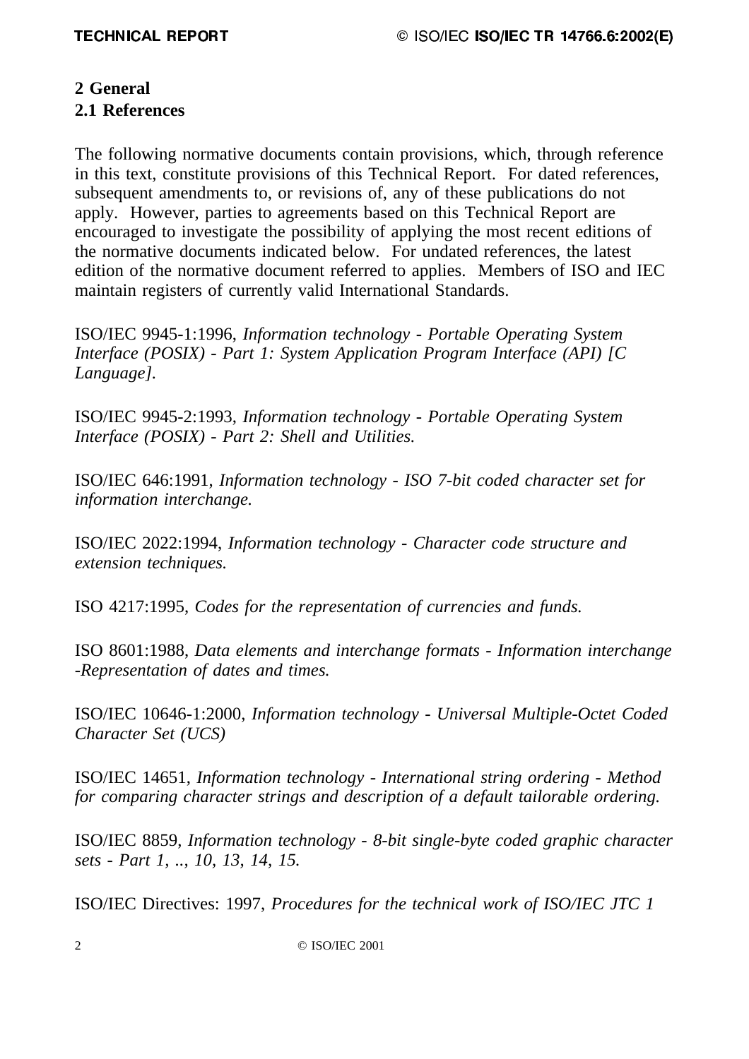# 2 General

## 2.1 References

The following normative documents contain provisions, which, through reference in this text, constitute provisions of this Technical Report. For dated references, subsequent amendments to, or revisions of, any of these publications do not apply. However, parties to agreements based on this Technical Report are encouraged to investigate the possibility of applying the most recent editions of the normative documents indicated below. For undated references, the latest edition of the normative document referred to applies. Members of ISO and IEC maintain registers of currently valid International Standards.

ISO/IEC 9945-1:1996, *Information technology - Portable Operating System Interface (POSIX) - Part 1: System Application Program Interface (API) [C Language].*

ISO/IEC 9945-2:1993, *Information technology - Portable Operating System Interface (POSIX) - Part 2: Shell and Utilities.*

ISO/IEC 646:1991, *Information technology - ISO 7-bit coded character set for information interchange.*

ISO/IEC 2022:1994, *Information technology - Character code structure and extension techniques.*

ISO 4217:1995, *Codes for the representation of currencies and funds.*

ISO 8601:1988, *Data elements and interchange formats - Information interchange -Representation of dates and times.*

ISO/IEC 10646-1:2000, *Information technology - Universal Multiple-Octet Coded Character Set (UCS)*

ISO/IEC 14651, *Information technology - International string ordering - Method for comparing character strings and description of a default tailorable ordering.*

ISO/IEC 8859, *Information technology - 8-bit single-byte coded graphic character sets - Part 1, .., 10, 13, 14, 15.*

ISO/IEC Directives: 1997, *Procedures for the technical work of ISO/IEC JTC 1*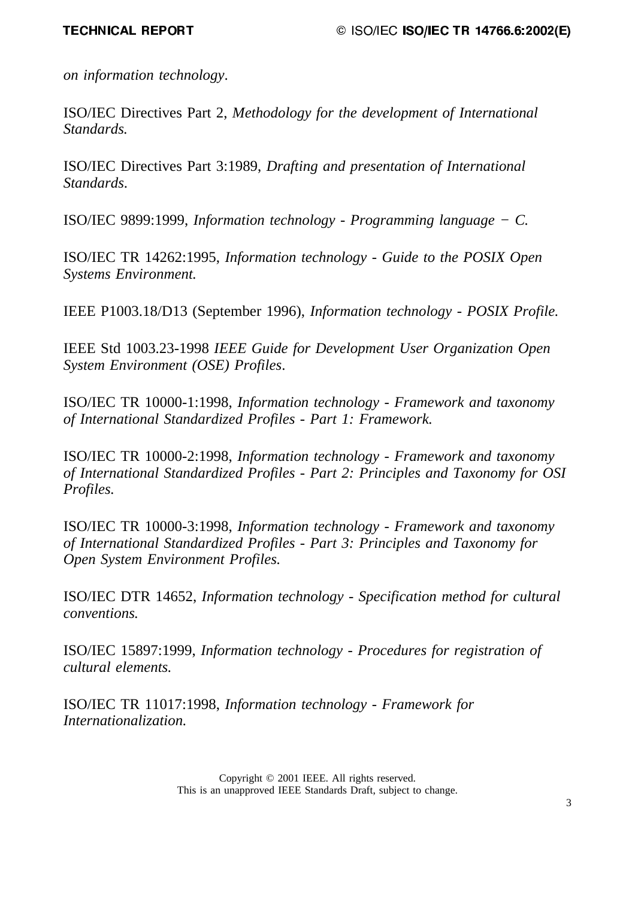*on information technology*.

ISO/IEC Directives Part 2, *Methodology for the development of International Standards.*

ISO/IEC Directives Part 3:1989, *Drafting and presentation of International Standards*.

ISO/IEC 9899:1999, *Information technology - Programming language − C.*

ISO/IEC TR 14262:1995, *Information technology - Guide to the POSIX Open Systems Environment.*

IEEE P1003.18/D13 (September 1996), *Information technology - POSIX Profile.*

IEEE Std 1003.23-1998 *IEEE Guide for Development User Organization Open System Environment (OSE) Profiles*.

ISO/IEC TR 10000-1:1998, *Information technology - Framework and taxonomy of International Standardized Profiles - Part 1: Framework.*

ISO/IEC TR 10000-2:1998, *Information technology - Framework and taxonomy of International Standardized Profiles - Part 2: Principles and Taxonomy for OSI Profiles.*

ISO/IEC TR 10000-3:1998, *Information technology - Framework and taxonomy of International Standardized Profiles - Part 3: Principles and Taxonomy for Open System Environment Profiles.*

ISO/IEC DTR 14652, *Information technology - Specification method for cultural conventions.*

ISO/IEC 15897:1999, *Information technology - Procedures for registration of cultural elements.*

ISO/IEC TR 11017:1998, *Information technology - Framework for Internationalization.*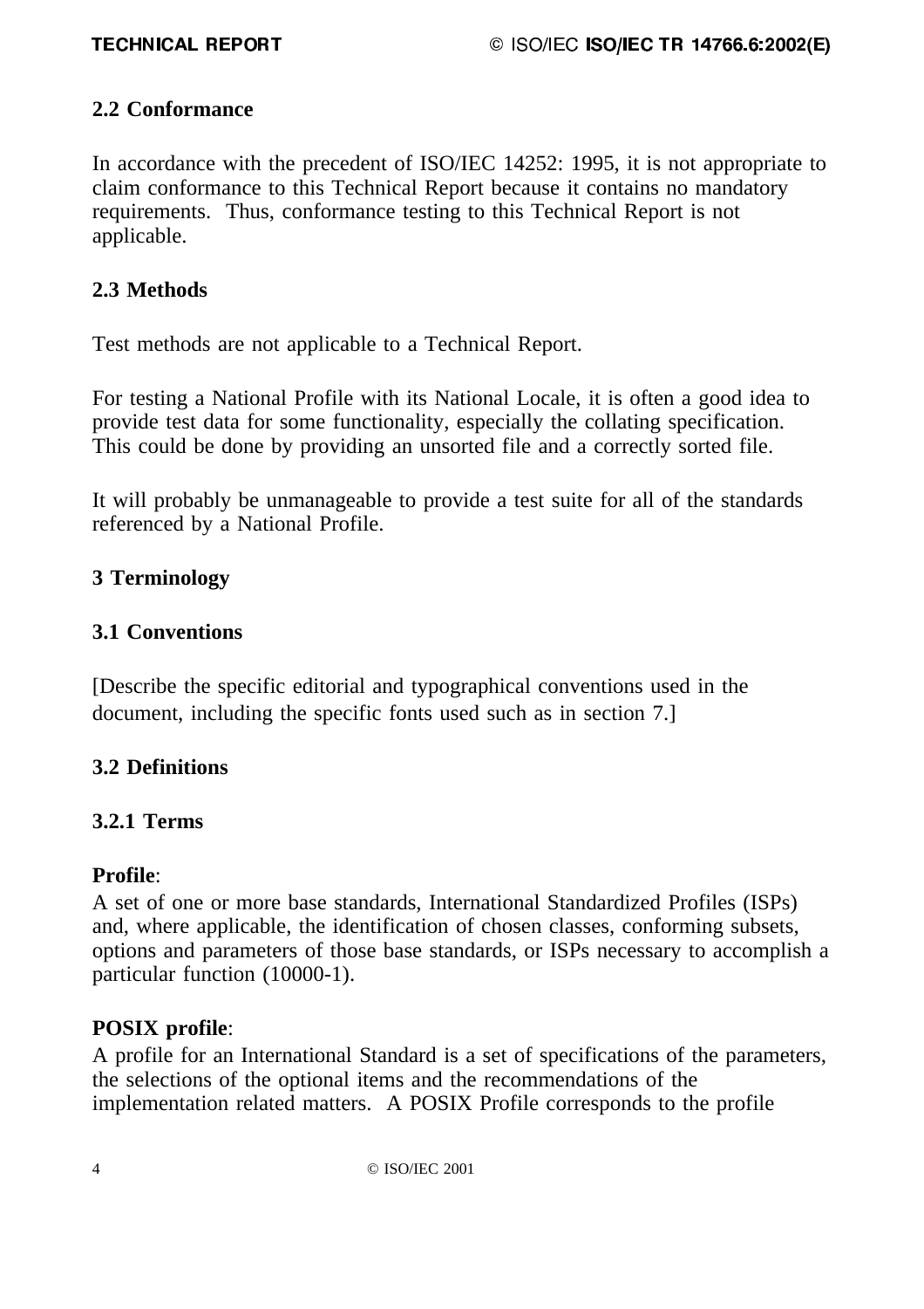## 2.2 Conformance

In accordance with the precedent of ISO/IEC 14252: 1995, it is not appropriate to claim conformance to this Technical Report because it contains no mandatory requirements. Thus, conformance testing to this Technical Report is not applicable.

## 2.3 Methods

Test methods are not applicable to a Technical Report.

For testing a National Profile with its National Locale, it is often a good idea to provide test data for some functionality, especially the collating specification. This could be done by providing an unsorted file and a correctly sorted file.

It will probably be unmanageable to provide a test suite for all of the standards referenced by a National Profile.

# 3 Terminology

## 3.1 Conventions

[Describe the specific editorial and typographical conventions used in the document, including the specific fonts used such as in section 7.]

## 3.2 Definitions

### 3.2.1 Terms

**Profile**:
A set of one or more base standards, International Standardized Profiles (ISPs) and, where applicable, the identification of chosen classes, conforming subsets, options and parameters of those base standards, or ISPs necessary to accomplish a particular function (10000-1).

**POSIX profile**:
A profile for an International Standard is a set of specifications of the parameters, the selections of the optional items and the recommendations of the implementation related matters. A POSIX Profile corresponds to the profile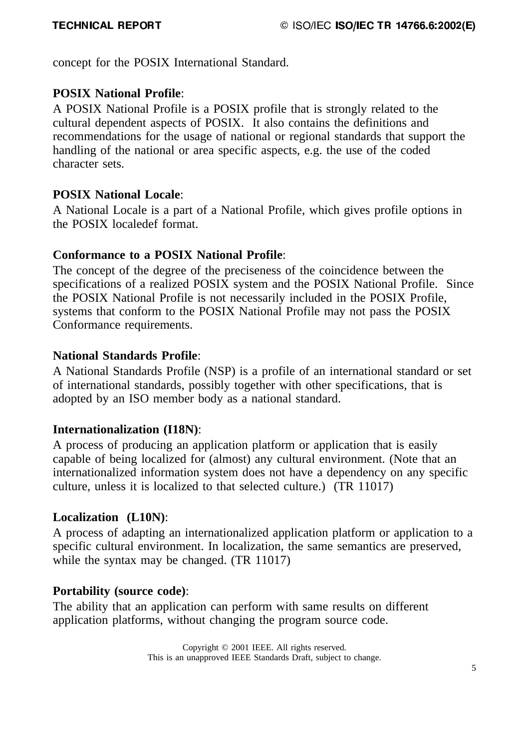concept for the POSIX International Standard.

**POSIX National Profile**:
A POSIX National Profile is a POSIX profile that is strongly related to the cultural dependent aspects of POSIX. It also contains the definitions and recommendations for the usage of national or regional standards that support the handling of the national or area specific aspects, e.g. the use of the coded character sets.

**POSIX National Locale**:
A National Locale is a part of a National Profile, which gives profile options in the POSIX localedef format.

**Conformance to a POSIX National Profile**:
The concept of the degree of the preciseness of the coincidence between the specifications of a realized POSIX system and the POSIX National Profile. Since the POSIX National Profile is not necessarily included in the POSIX Profile, systems that conform to the POSIX National Profile may not pass the POSIX Conformance requirements.

**National Standards Profile**:
A National Standards Profile (NSP) is a profile of an international standard or set of international standards, possibly together with other specifications, that is adopted by an ISO member body as a national standard.

**Internationalization (I18N)**:
A process of producing an application platform or application that is easily capable of being localized for (almost) any cultural environment. (Note that an internationalized information system does not have a dependency on any specific culture, unless it is localized to that selected culture.) (TR 11017)

**Localization (L10N)**:
A process of adapting an internationalized application platform or application to a specific cultural environment. In localization, the same semantics are preserved, while the syntax may be changed. (TR 11017)

**Portability (source code)**:
The ability that an application can perform with same results on different application platforms, without changing the program source code.

Copyright © 2001 IEEE. All rights reserved.
This is an unapproved IEEE Standards Draft, subject to change.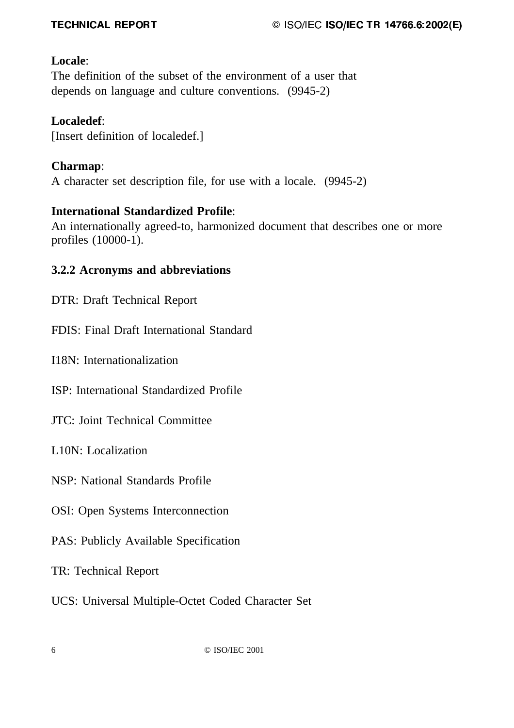**Locale**:
The definition of the subset of the environment of a user that depends on language and culture conventions. (9945-2)

**Localedef**:
[Insert definition of localedef.]

**Charmap**:
A character set description file, for use with a locale. (9945-2)

**International Standardized Profile**:
An internationally agreed-to, harmonized document that describes one or more profiles (10000-1).

### 3.2.2 Acronyms and abbreviations

DTR: Draft Technical Report

FDIS: Final Draft International Standard

I18N: Internationalization

ISP: International Standardized Profile

JTC: Joint Technical Committee

L10N: Localization

NSP: National Standards Profile

OSI: Open Systems Interconnection

PAS: Publicly Available Specification

TR: Technical Report

UCS: Universal Multiple-Octet Coded Character Set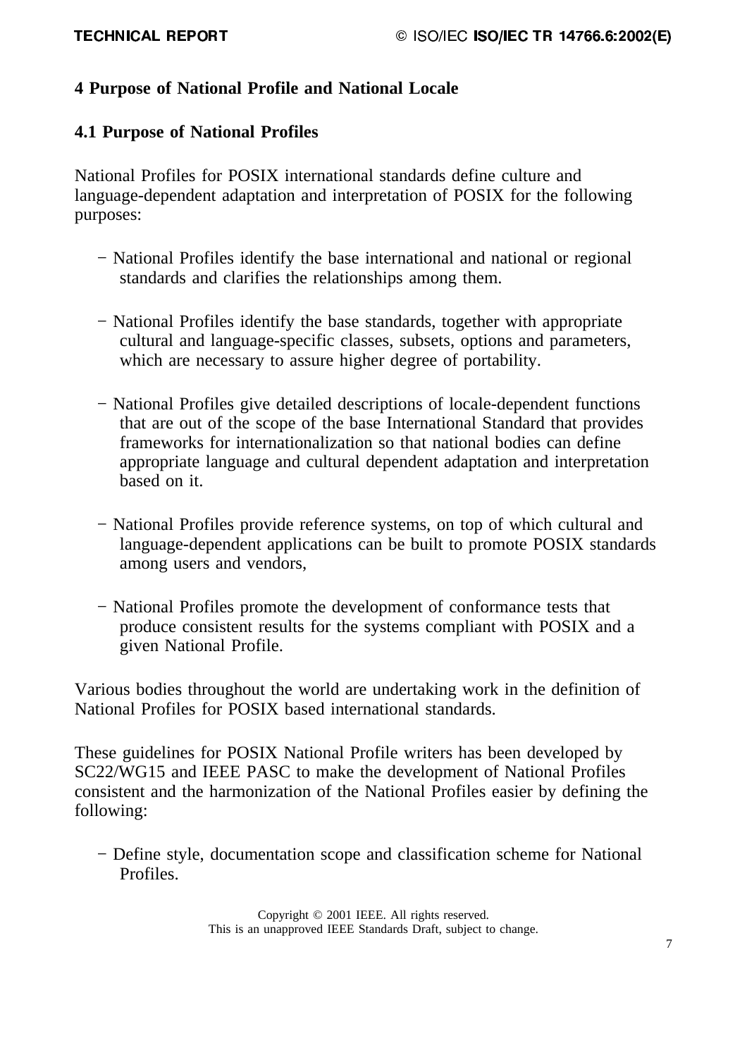# 4 Purpose of National Profile and National Locale

## 4.1 Purpose of National Profiles

National Profiles for POSIX international standards define culture and language-dependent adaptation and interpretation of POSIX for the following purposes:

- National Profiles identify the base international and national or regional standards and clarifies the relationships among them.
- National Profiles identify the base standards, together with appropriate cultural and language-specific classes, subsets, options and parameters, which are necessary to assure higher degree of portability.
- National Profiles give detailed descriptions of locale-dependent functions that are out of the scope of the base International Standard that provides frameworks for internationalization so that national bodies can define appropriate language and cultural dependent adaptation and interpretation based on it.
- National Profiles provide reference systems, on top of which cultural and language-dependent applications can be built to promote POSIX standards among users and vendors,
- National Profiles promote the development of conformance tests that produce consistent results for the systems compliant with POSIX and a given National Profile.

Various bodies throughout the world are undertaking work in the definition of National Profiles for POSIX based international standards.

These guidelines for POSIX National Profile writers has been developed by SC22/WG15 and IEEE PASC to make the development of National Profiles consistent and the harmonization of the National Profiles easier by defining the following:

- Define style, documentation scope and classification scheme for National Profiles.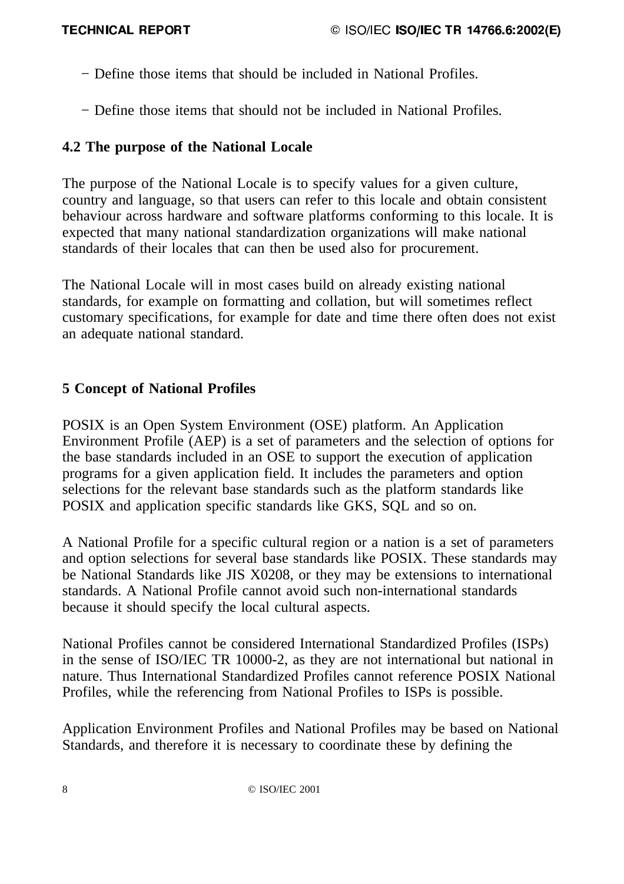- Define those items that should be included in National Profiles.
- Define those items that should not be included in National Profiles.

## 4.2 The purpose of the National Locale

The purpose of the National Locale is to specify values for a given culture, country and language, so that users can refer to this locale and obtain consistent behaviour across hardware and software platforms conforming to this locale. It is expected that many national standardization organizations will make national standards of their locales that can then be used also for procurement.

The National Locale will in most cases build on already existing national standards, for example on formatting and collation, but will sometimes reflect customary specifications, for example for date and time there often does not exist an adequate national standard.

# 5 Concept of National Profiles

POSIX is an Open System Environment (OSE) platform. An Application Environment Profile (AEP) is a set of parameters and the selection of options for the base standards included in an OSE to support the execution of application programs for a given application field. It includes the parameters and option selections for the relevant base standards such as the platform standards like POSIX and application specific standards like GKS, SQL and so on.

A National Profile for a specific cultural region or a nation is a set of parameters and option selections for several base standards like POSIX. These standards may be National Standards like JIS X0208, or they may be extensions to international standards. A National Profile cannot avoid such non-international standards because it should specify the local cultural aspects.

National Profiles cannot be considered International Standardized Profiles (ISPs) in the sense of ISO/IEC TR 10000-2, as they are not international but national in nature. Thus International Standardized Profiles cannot reference POSIX National Profiles, while the referencing from National Profiles to ISPs is possible.

Application Environment Profiles and National Profiles may be based on National Standards, and therefore it is necessary to coordinate these by defining the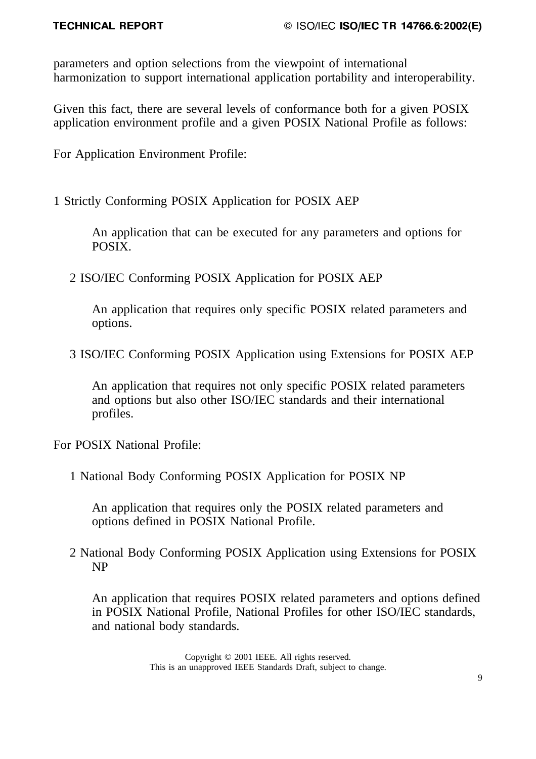parameters and option selections from the viewpoint of international harmonization to support international application portability and interoperability.

Given this fact, there are several levels of conformance both for a given POSIX application environment profile and a given POSIX National Profile as follows:

For Application Environment Profile:

1 Strictly Conforming POSIX Application for POSIX AEP

An application that can be executed for any parameters and options for POSIX.

2 ISO/IEC Conforming POSIX Application for POSIX AEP

An application that requires only specific POSIX related parameters and options.

3 ISO/IEC Conforming POSIX Application using Extensions for POSIX AEP

An application that requires not only specific POSIX related parameters and options but also other ISO/IEC standards and their international profiles.

For POSIX National Profile:

1 National Body Conforming POSIX Application for POSIX NP

An application that requires only the POSIX related parameters and options defined in POSIX National Profile.

2 National Body Conforming POSIX Application using Extensions for POSIX NP

An application that requires POSIX related parameters and options defined in POSIX National Profile, National Profiles for other ISO/IEC standards, and national body standards.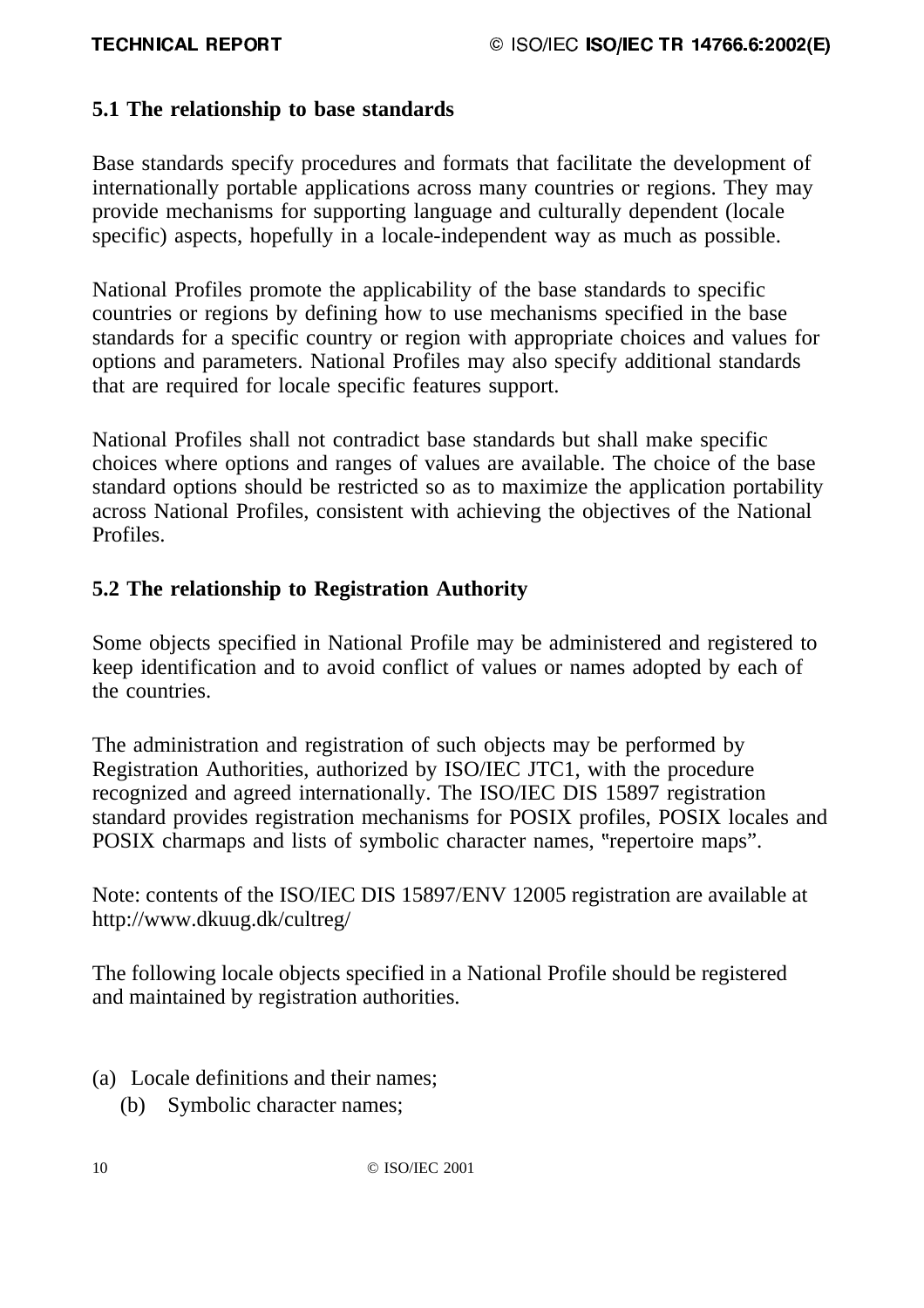## 5.1 The relationship to base standards

Base standards specify procedures and formats that facilitate the development of internationally portable applications across many countries or regions. They may provide mechanisms for supporting language and culturally dependent (locale specific) aspects, hopefully in a locale-independent way as much as possible.

National Profiles promote the applicability of the base standards to specific countries or regions by defining how to use mechanisms specified in the base standards for a specific country or region with appropriate choices and values for options and parameters. National Profiles may also specify additional standards that are required for locale specific features support.

National Profiles shall not contradict base standards but shall make specific choices where options and ranges of values are available. The choice of the base standard options should be restricted so as to maximize the application portability across National Profiles, consistent with achieving the objectives of the National Profiles.

## 5.2 The relationship to Registration Authority

Some objects specified in National Profile may be administered and registered to keep identification and to avoid conflict of values or names adopted by each of the countries.

The administration and registration of such objects may be performed by Registration Authorities, authorized by ISO/IEC JTC1, with the procedure recognized and agreed internationally. The ISO/IEC DIS 15897 registration standard provides registration mechanisms for POSIX profiles, POSIX locales and POSIX charmaps and lists of symbolic character names, "repertoire maps".

Note: contents of the ISO/IEC DIS 15897/ENV 12005 registration are available at http://www.dkuug.dk/cultreg/

The following locale objects specified in a National Profile should be registered and maintained by registration authorities.

(a) Locale definitions and their names;

(b) Symbolic character names;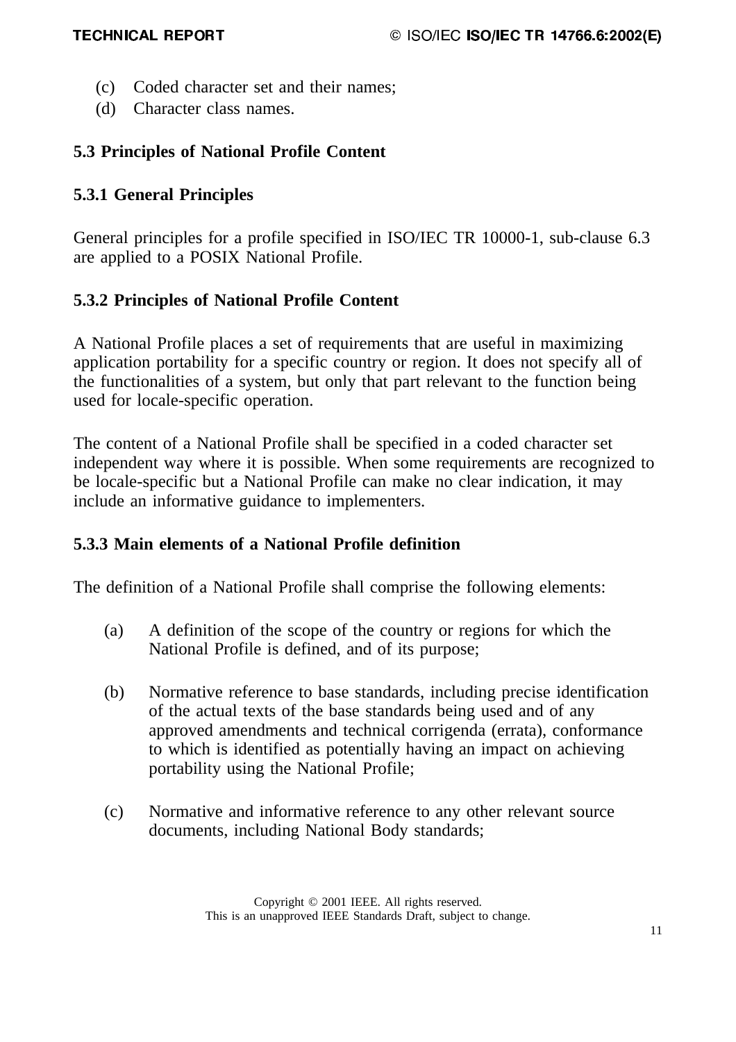(c) Coded character set and their names;
(d) Character class names.

### 5.3 Principles of National Profile Content

#### 5.3.1 General Principles

General principles for a profile specified in ISO/IEC TR 10000-1, sub-clause 6.3 are applied to a POSIX National Profile.

#### 5.3.2 Principles of National Profile Content

A National Profile places a set of requirements that are useful in maximizing application portability for a specific country or region. It does not specify all of the functionalities of a system, but only that part relevant to the function being used for locale-specific operation.

The content of a National Profile shall be specified in a coded character set independent way where it is possible. When some requirements are recognized to be locale-specific but a National Profile can make no clear indication, it may include an informative guidance to implementers.

#### 5.3.3 Main elements of a National Profile definition

The definition of a National Profile shall comprise the following elements:

(a) A definition of the scope of the country or regions for which the National Profile is defined, and of its purpose;

(b) Normative reference to base standards, including precise identification of the actual texts of the base standards being used and of any approved amendments and technical corrigenda (errata), conformance to which is identified as potentially having an impact on achieving portability using the National Profile;

(c) Normative and informative reference to any other relevant source documents, including National Body standards;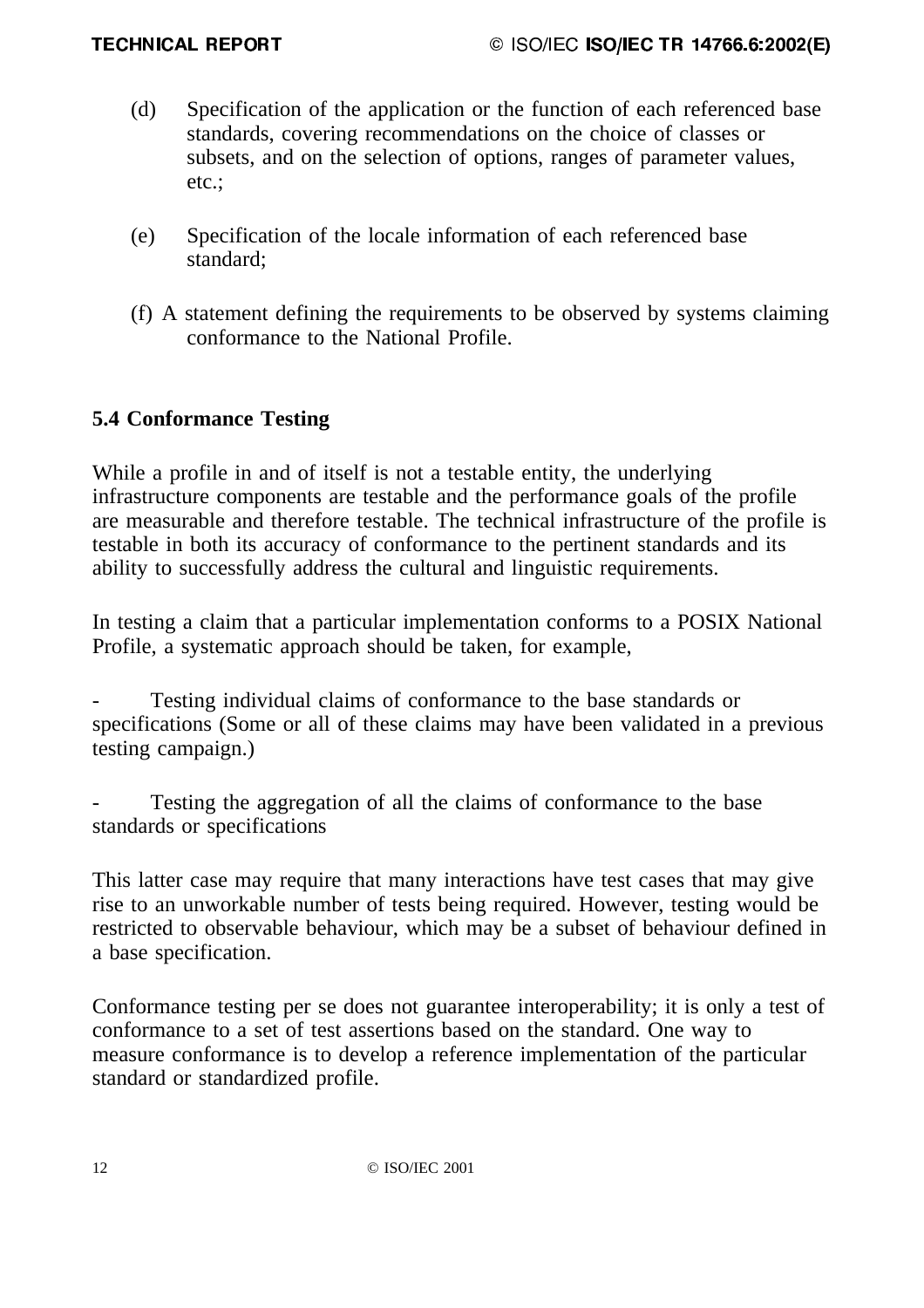(d) Specification of the application or the function of each referenced base standards, covering recommendations on the choice of classes or subsets, and on the selection of options, ranges of parameter values, etc.;

(e) Specification of the locale information of each referenced base standard;

(f) A statement defining the requirements to be observed by systems claiming conformance to the National Profile.

## 5.4 Conformance Testing

While a profile in and of itself is not a testable entity, the underlying infrastructure components are testable and the performance goals of the profile are measurable and therefore testable. The technical infrastructure of the profile is testable in both its accuracy of conformance to the pertinent standards and its ability to successfully address the cultural and linguistic requirements.

In testing a claim that a particular implementation conforms to a POSIX National Profile, a systematic approach should be taken, for example,

- Testing individual claims of conformance to the base standards or specifications (Some or all of these claims may have been validated in a previous testing campaign.)

- Testing the aggregation of all the claims of conformance to the base standards or specifications

This latter case may require that many interactions have test cases that may give rise to an unworkable number of tests being required. However, testing would be restricted to observable behaviour, which may be a subset of behaviour defined in a base specification.

Conformance testing per se does not guarantee interoperability; it is only a test of conformance to a set of test assertions based on the standard. One way to measure conformance is to develop a reference implementation of the particular standard or standardized profile.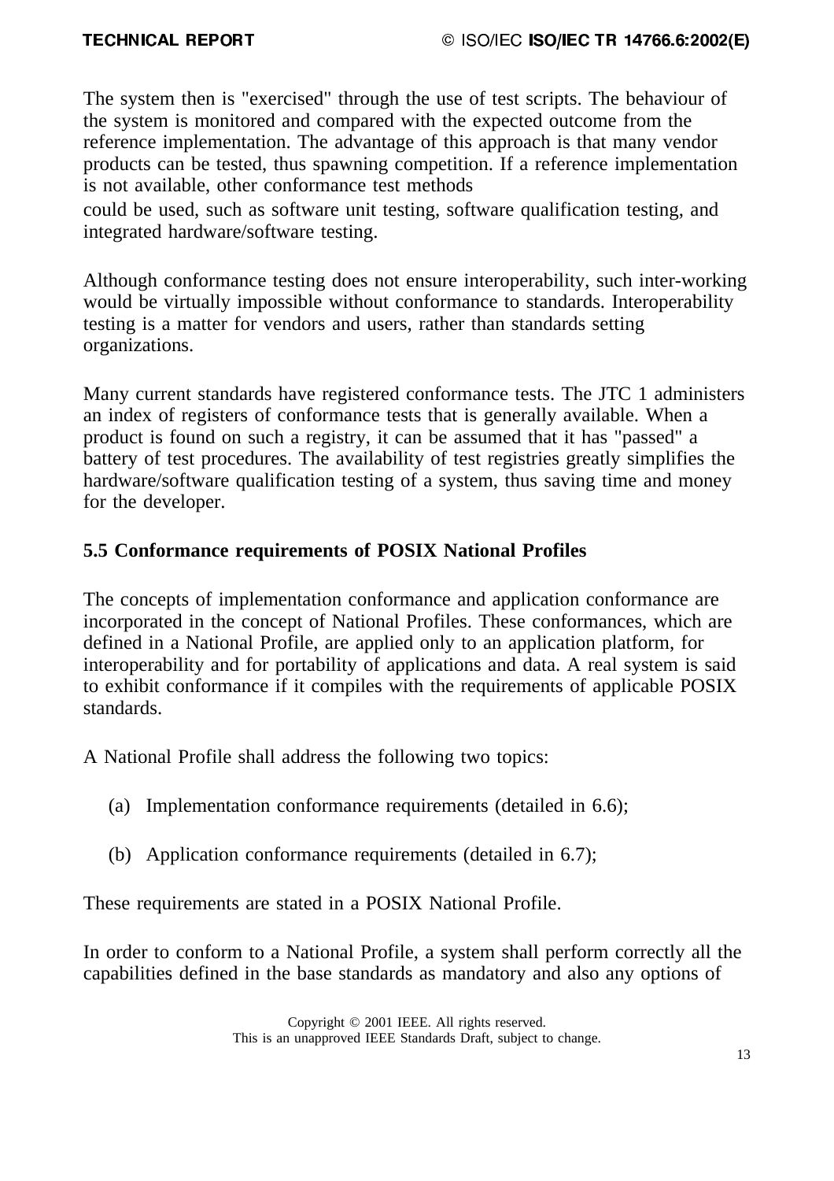The system then is "exercised" through the use of test scripts. The behaviour of the system is monitored and compared with the expected outcome from the reference implementation. The advantage of this approach is that many vendor products can be tested, thus spawning competition. If a reference implementation is not available, other conformance test methods could be used, such as software unit testing, software qualification testing, and integrated hardware/software testing.

Although conformance testing does not ensure interoperability, such inter-working would be virtually impossible without conformance to standards. Interoperability testing is a matter for vendors and users, rather than standards setting organizations.

Many current standards have registered conformance tests. The JTC 1 administers an index of registers of conformance tests that is generally available. When a product is found on such a registry, it can be assumed that it has "passed" a battery of test procedures. The availability of test registries greatly simplifies the hardware/software qualification testing of a system, thus saving time and money for the developer.

### 5.5 Conformance requirements of POSIX National Profiles

The concepts of implementation conformance and application conformance are incorporated in the concept of National Profiles. These conformances, which are defined in a National Profile, are applied only to an application platform, for interoperability and for portability of applications and data. A real system is said to exhibit conformance if it compiles with the requirements of applicable POSIX standards.

A National Profile shall address the following two topics:

(a) Implementation conformance requirements (detailed in 6.6);

(b) Application conformance requirements (detailed in 6.7);

These requirements are stated in a POSIX National Profile.

In order to conform to a National Profile, a system shall perform correctly all the capabilities defined in the base standards as mandatory and also any options of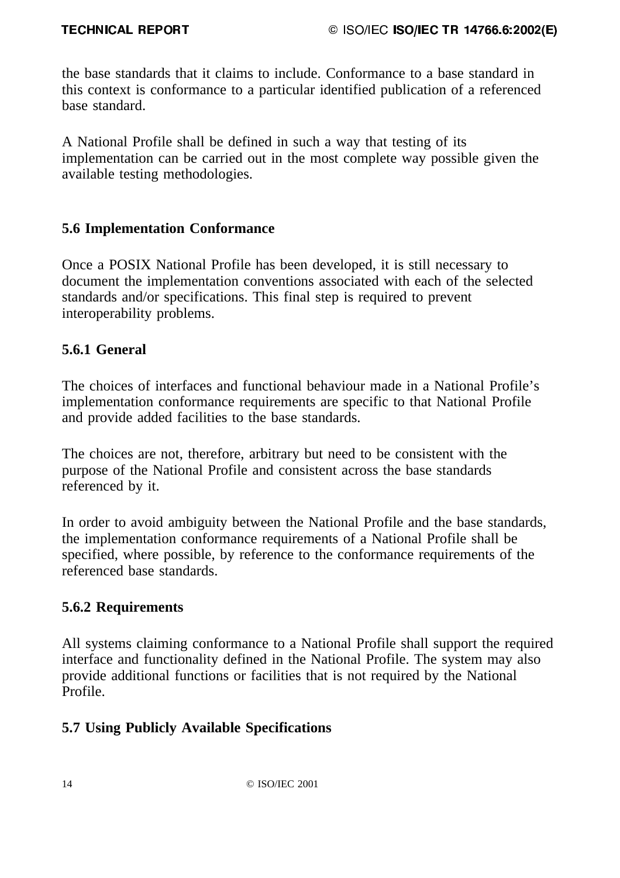the base standards that it claims to include. Conformance to a base standard in this context is conformance to a particular identified publication of a referenced base standard.

A National Profile shall be defined in such a way that testing of its implementation can be carried out in the most complete way possible given the available testing methodologies.

## 5.6 Implementation Conformance

Once a POSIX National Profile has been developed, it is still necessary to document the implementation conventions associated with each of the selected standards and/or specifications. This final step is required to prevent interoperability problems.

### 5.6.1 General

The choices of interfaces and functional behaviour made in a National Profile's implementation conformance requirements are specific to that National Profile and provide added facilities to the base standards.

The choices are not, therefore, arbitrary but need to be consistent with the purpose of the National Profile and consistent across the base standards referenced by it.

In order to avoid ambiguity between the National Profile and the base standards, the implementation conformance requirements of a National Profile shall be specified, where possible, by reference to the conformance requirements of the referenced base standards.

### 5.6.2 Requirements

All systems claiming conformance to a National Profile shall support the required interface and functionality defined in the National Profile. The system may also provide additional functions or facilities that is not required by the National Profile.

## 5.7 Using Publicly Available Specifications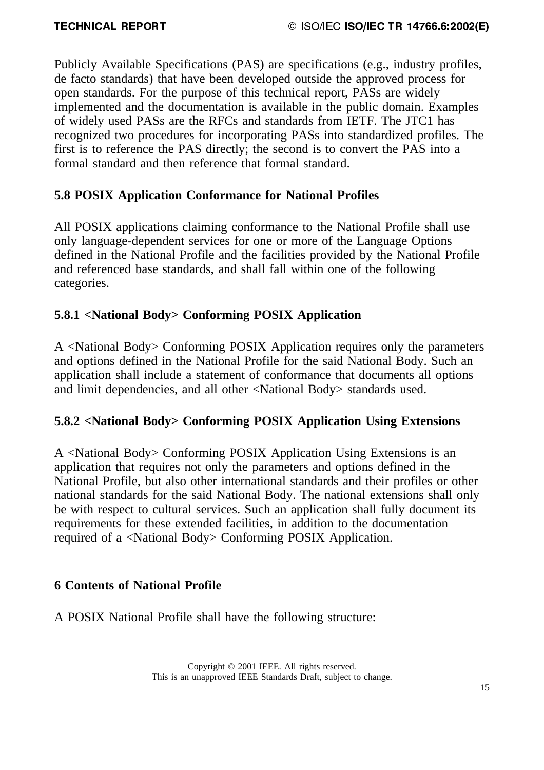Publicly Available Specifications (PAS) are specifications (e.g., industry profiles, de facto standards) that have been developed outside the approved process for open standards. For the purpose of this technical report, PASs are widely implemented and the documentation is available in the public domain. Examples of widely used PASs are the RFCs and standards from IETF. The JTC1 has recognized two procedures for incorporating PASs into standardized profiles. The first is to reference the PAS directly; the second is to convert the PAS into a formal standard and then reference that formal standard.

### 5.8 POSIX Application Conformance for National Profiles

All POSIX applications claiming conformance to the National Profile shall use only language-dependent services for one or more of the Language Options defined in the National Profile and the facilities provided by the National Profile and referenced base standards, and shall fall within one of the following categories.

#### 5.8.1 <National Body> Conforming POSIX Application

A <National Body> Conforming POSIX Application requires only the parameters and options defined in the National Profile for the said National Body. Such an application shall include a statement of conformance that documents all options and limit dependencies, and all other <National Body> standards used.

#### 5.8.2 <National Body> Conforming POSIX Application Using Extensions

A <National Body> Conforming POSIX Application Using Extensions is an application that requires not only the parameters and options defined in the National Profile, but also other international standards and their profiles or other national standards for the said National Body. The national extensions shall only be with respect to cultural services. Such an application shall fully document its requirements for these extended facilities, in addition to the documentation required of a <National Body> Conforming POSIX Application.

## 6 Contents of National Profile

A POSIX National Profile shall have the following structure: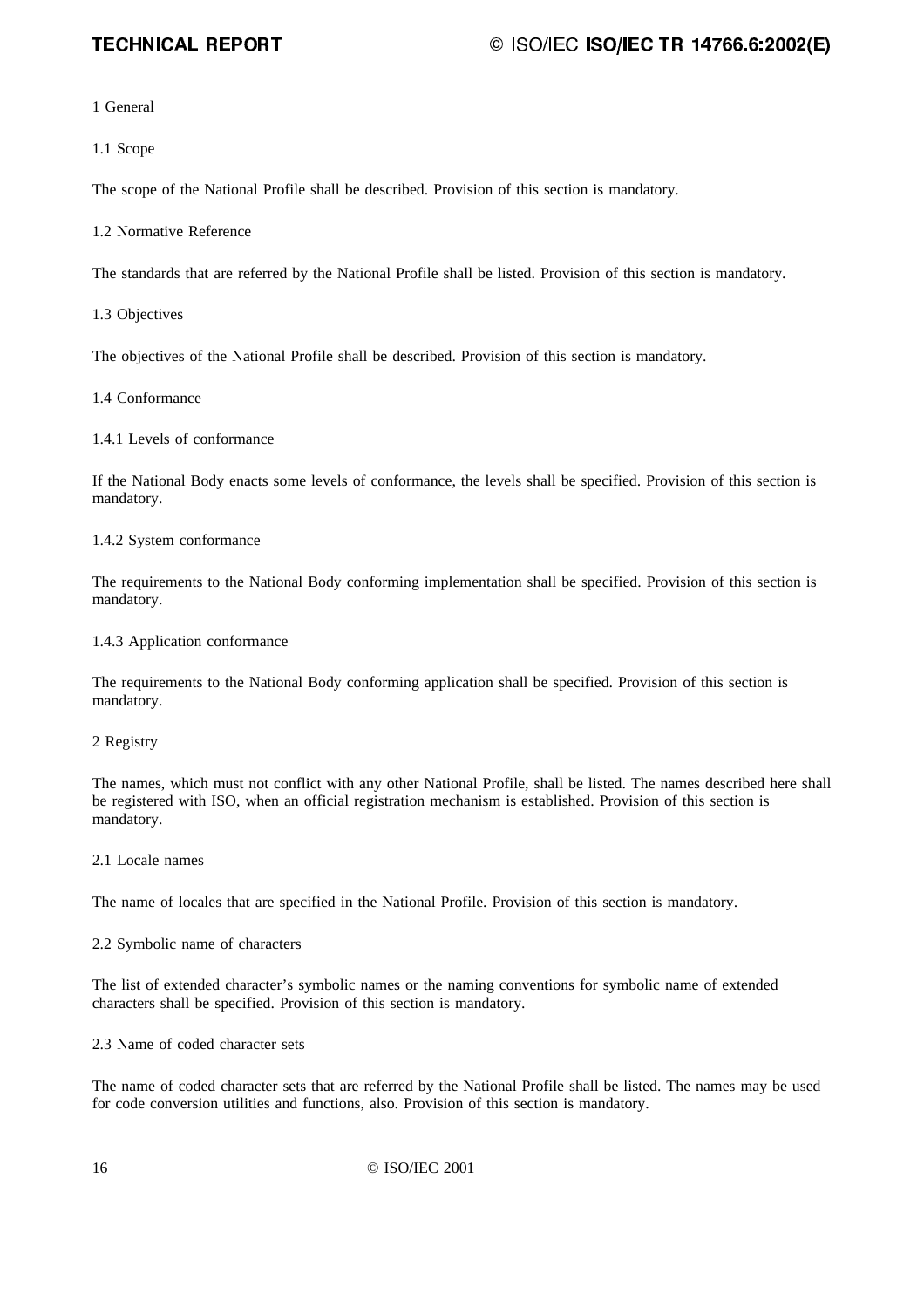1 General

1.1 Scope

The scope of the National Profile shall be described. Provision of this section is mandatory.

1.2 Normative Reference

The standards that are referred by the National Profile shall be listed. Provision of this section is mandatory.

1.3 Objectives

The objectives of the National Profile shall be described. Provision of this section is mandatory.

1.4 Conformance

1.4.1 Levels of conformance

If the National Body enacts some levels of conformance, the levels shall be specified. Provision of this section is mandatory.

1.4.2 System conformance

The requirements to the National Body conforming implementation shall be specified. Provision of this section is mandatory.

1.4.3 Application conformance

The requirements to the National Body conforming application shall be specified. Provision of this section is mandatory.

2 Registry

The names, which must not conflict with any other National Profile, shall be listed. The names described here shall be registered with ISO, when an official registration mechanism is established. Provision of this section is mandatory.

2.1 Locale names

The name of locales that are specified in the National Profile. Provision of this section is mandatory.

2.2 Symbolic name of characters

The list of extended character's symbolic names or the naming conventions for symbolic name of extended characters shall be specified. Provision of this section is mandatory.

2.3 Name of coded character sets

The name of coded character sets that are referred by the National Profile shall be listed. The names may be used for code conversion utilities and functions, also. Provision of this section is mandatory.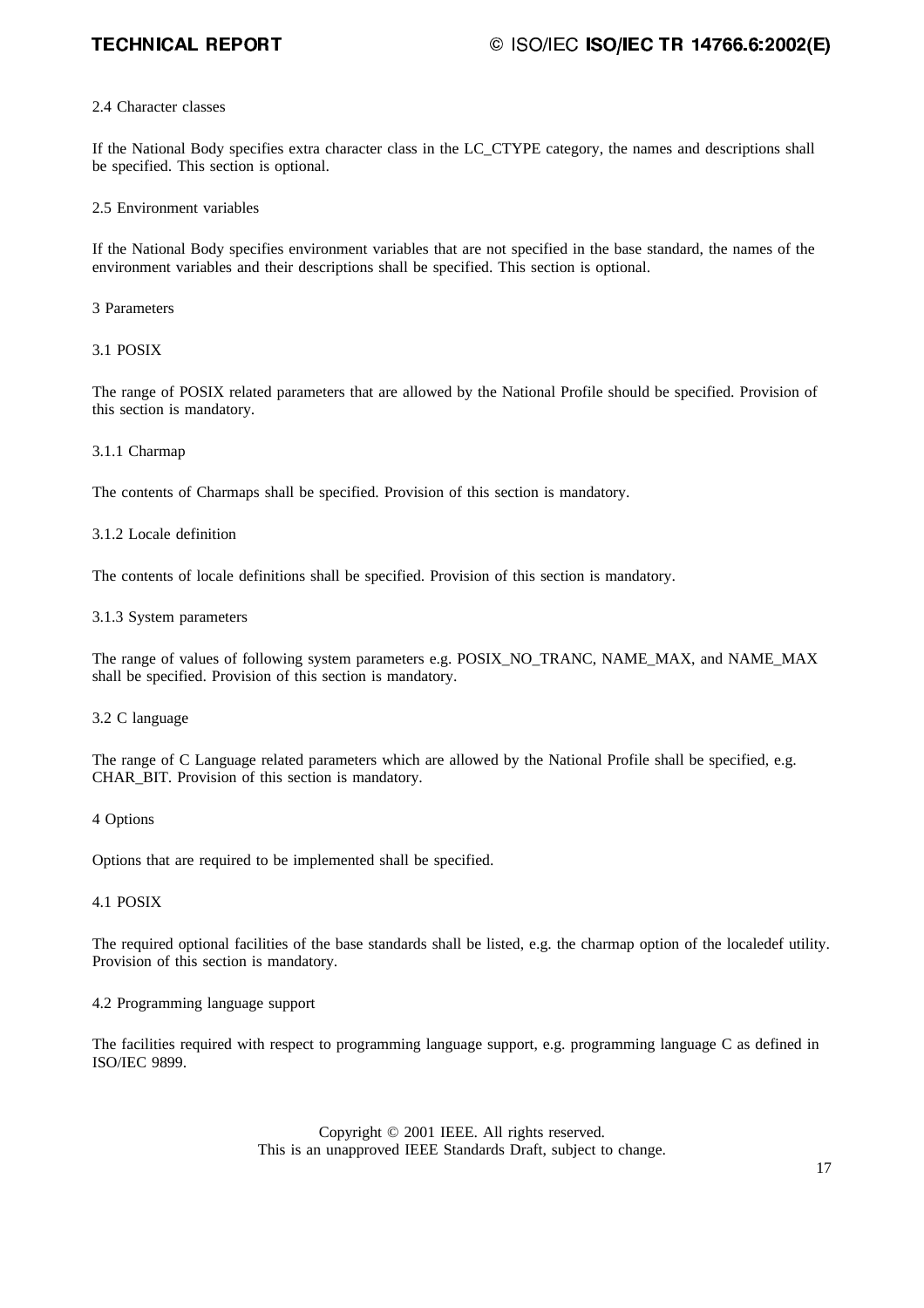## 2.4 Character classes

If the National Body specifies extra character class in the LC_CTYPE category, the names and descriptions shall be specified. This section is optional.

## 2.5 Environment variables

If the National Body specifies environment variables that are not specified in the base standard, the names of the environment variables and their descriptions shall be specified. This section is optional.

# 3 Parameters

## 3.1 POSIX

The range of POSIX related parameters that are allowed by the National Profile should be specified. Provision of this section is mandatory.

### 3.1.1 Charmap

The contents of Charmaps shall be specified. Provision of this section is mandatory.

### 3.1.2 Locale definition

The contents of locale definitions shall be specified. Provision of this section is mandatory.

### 3.1.3 System parameters

The range of values of following system parameters e.g. POSIX_NO_TRANC, NAME_MAX, and NAME_MAX shall be specified. Provision of this section is mandatory.

## 3.2 C language

The range of C Language related parameters which are allowed by the National Profile shall be specified, e.g. CHAR_BIT. Provision of this section is mandatory.

# 4 Options

Options that are required to be implemented shall be specified.

## 4.1 POSIX

The required optional facilities of the base standards shall be listed, e.g. the charmap option of the localedef utility. Provision of this section is mandatory.

## 4.2 Programming language support

The facilities required with respect to programming language support, e.g. programming language C as defined in ISO/IEC 9899.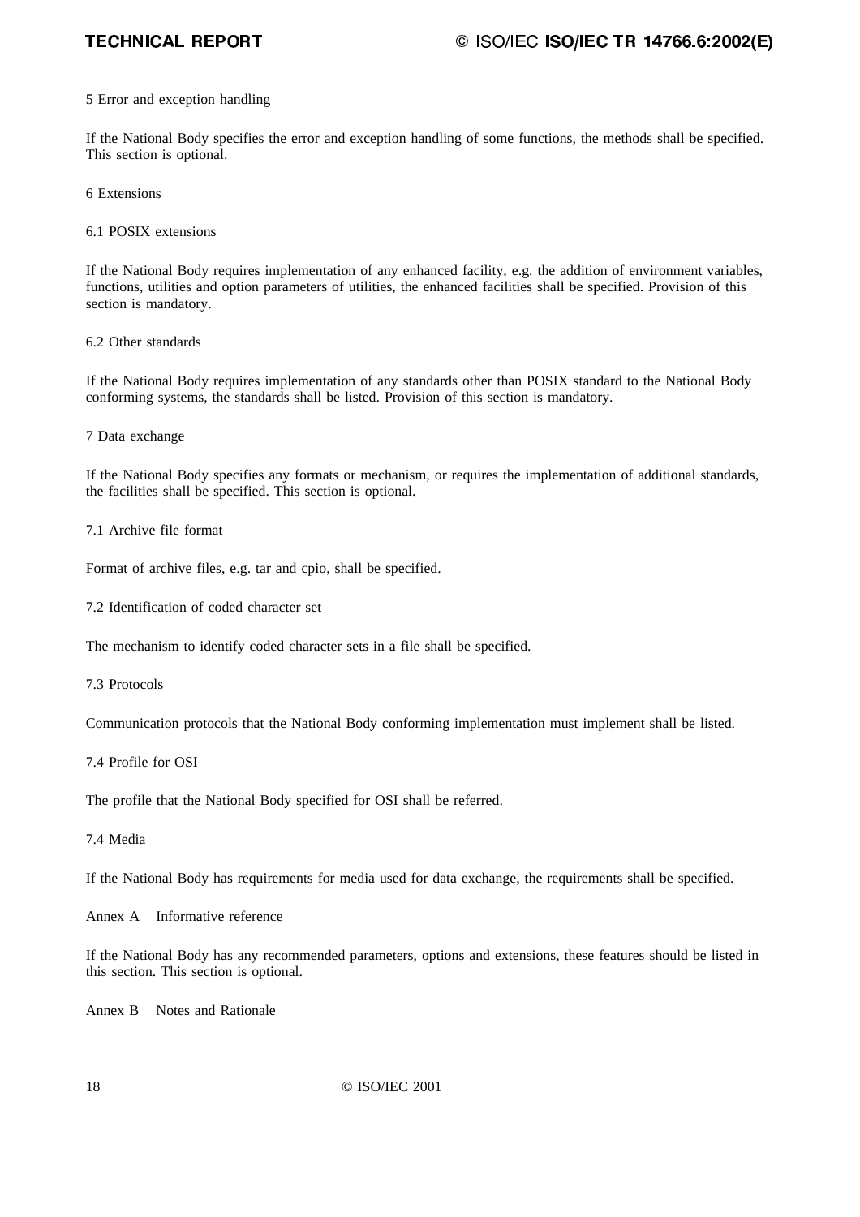5 Error and exception handling

If the National Body specifies the error and exception handling of some functions, the methods shall be specified. This section is optional.

6 Extensions

6.1 POSIX extensions

If the National Body requires implementation of any enhanced facility, e.g. the addition of environment variables, functions, utilities and option parameters of utilities, the enhanced facilities shall be specified. Provision of this section is mandatory.

6.2 Other standards

If the National Body requires implementation of any standards other than POSIX standard to the National Body conforming systems, the standards shall be listed. Provision of this section is mandatory.

7 Data exchange

If the National Body specifies any formats or mechanism, or requires the implementation of additional standards, the facilities shall be specified. This section is optional.

7.1 Archive file format

Format of archive files, e.g. tar and cpio, shall be specified.

7.2 Identification of coded character set

The mechanism to identify coded character sets in a file shall be specified.

7.3 Protocols

Communication protocols that the National Body conforming implementation must implement shall be listed.

7.4 Profile for OSI

The profile that the National Body specified for OSI shall be referred.

7.4 Media

If the National Body has requirements for media used for data exchange, the requirements shall be specified.

Annex A Informative reference

If the National Body has any recommended parameters, options and extensions, these features should be listed in this section. This section is optional.

Annex B Notes and Rationale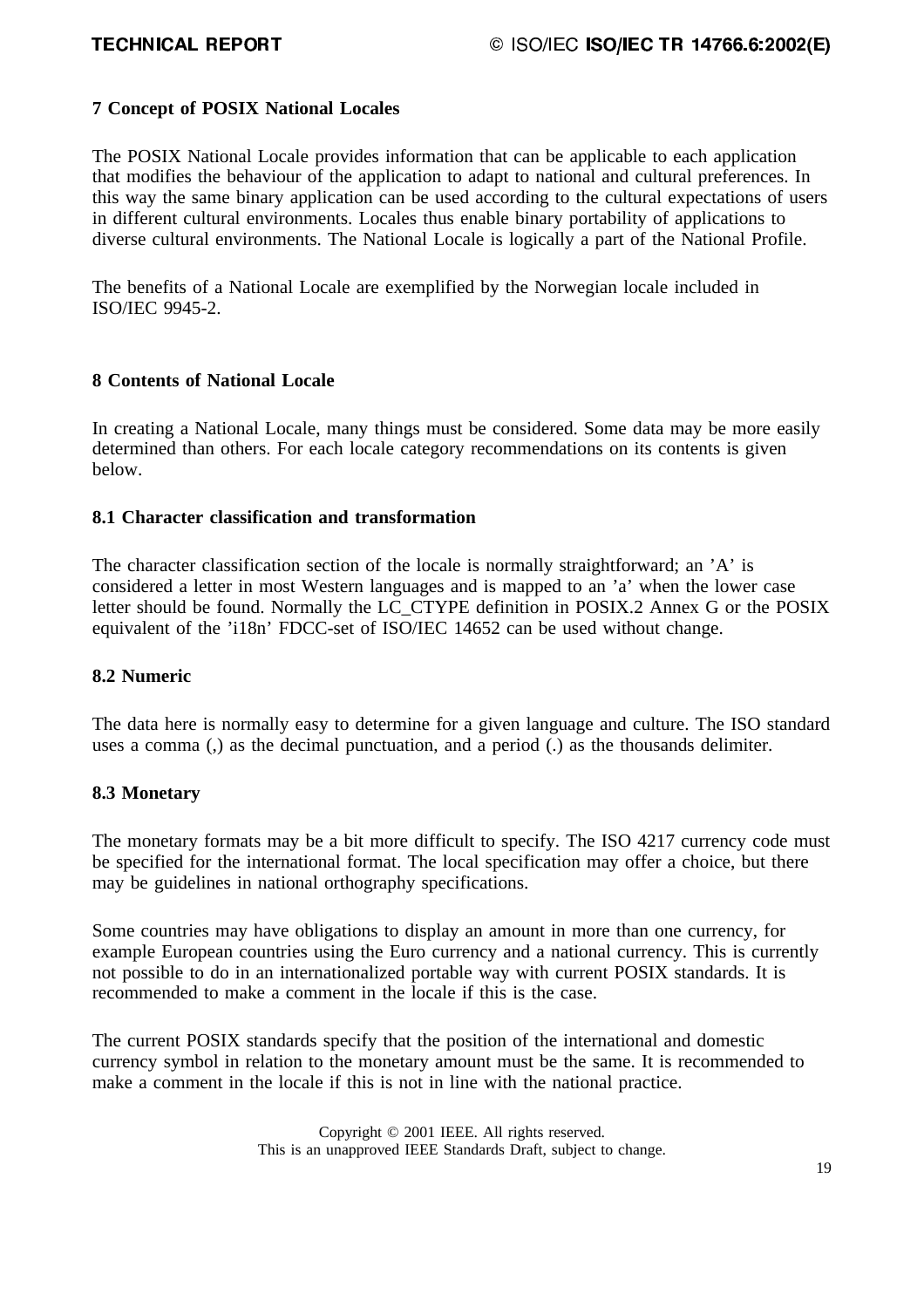## 7 Concept of POSIX National Locales

The POSIX National Locale provides information that can be applicable to each application that modifies the behaviour of the application to adapt to national and cultural preferences. In this way the same binary application can be used according to the cultural expectations of users in different cultural environments. Locales thus enable binary portability of applications to diverse cultural environments. The National Locale is logically a part of the National Profile.

The benefits of a National Locale are exemplified by the Norwegian locale included in ISO/IEC 9945-2.

## 8 Contents of National Locale

In creating a National Locale, many things must be considered. Some data may be more easily determined than others. For each locale category recommendations on its contents is given below.

### 8.1 Character classification and transformation

The character classification section of the locale is normally straightforward; an 'A' is considered a letter in most Western languages and is mapped to an 'a' when the lower case letter should be found. Normally the LC_CTYPE definition in POSIX.2 Annex G or the POSIX equivalent of the 'i18n' FDCC-set of ISO/IEC 14652 can be used without change.

### 8.2 Numeric

The data here is normally easy to determine for a given language and culture. The ISO standard uses a comma (,) as the decimal punctuation, and a period (.) as the thousands delimiter.

### 8.3 Monetary

The monetary formats may be a bit more difficult to specify. The ISO 4217 currency code must be specified for the international format. The local specification may offer a choice, but there may be guidelines in national orthography specifications.

Some countries may have obligations to display an amount in more than one currency, for example European countries using the Euro currency and a national currency. This is currently not possible to do in an internationalized portable way with current POSIX standards. It is recommended to make a comment in the locale if this is the case.

The current POSIX standards specify that the position of the international and domestic currency symbol in relation to the monetary amount must be the same. It is recommended to make a comment in the locale if this is not in line with the national practice.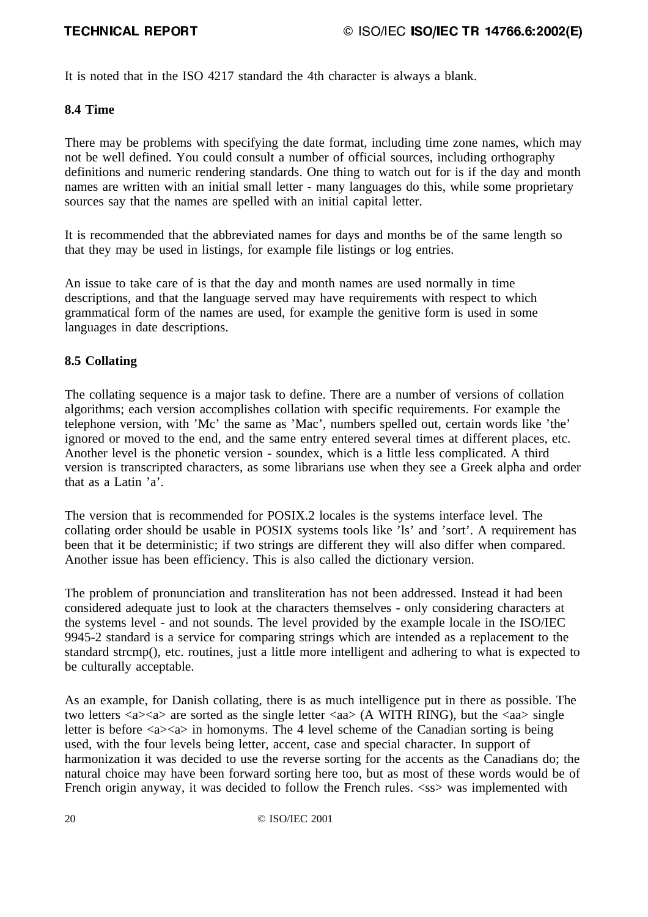It is noted that in the ISO 4217 standard the 4th character is always a blank.

### 8.4 Time

There may be problems with specifying the date format, including time zone names, which may not be well defined. You could consult a number of official sources, including orthography definitions and numeric rendering standards. One thing to watch out for is if the day and month names are written with an initial small letter - many languages do this, while some proprietary sources say that the names are spelled with an initial capital letter.

It is recommended that the abbreviated names for days and months be of the same length so that they may be used in listings, for example file listings or log entries.

An issue to take care of is that the day and month names are used normally in time descriptions, and that the language served may have requirements with respect to which grammatical form of the names are used, for example the genitive form is used in some languages in date descriptions.

### 8.5 Collating

The collating sequence is a major task to define. There are a number of versions of collation algorithms; each version accomplishes collation with specific requirements. For example the telephone version, with 'Mc' the same as 'Mac', numbers spelled out, certain words like 'the' ignored or moved to the end, and the same entry entered several times at different places, etc. Another level is the phonetic version - soundex, which is a little less complicated. A third version is transcripted characters, as some librarians use when they see a Greek alpha and order that as a Latin 'a'.

The version that is recommended for POSIX.2 locales is the systems interface level. The collating order should be usable in POSIX systems tools like 'ls' and 'sort'. A requirement has been that it be deterministic; if two strings are different they will also differ when compared. Another issue has been efficiency. This is also called the dictionary version.

The problem of pronunciation and transliteration has not been addressed. Instead it had been considered adequate just to look at the characters themselves - only considering characters at the systems level - and not sounds. The level provided by the example locale in the ISO/IEC 9945-2 standard is a service for comparing strings which are intended as a replacement to the standard strcmp(), etc. routines, just a little more intelligent and adhering to what is expected to be culturally acceptable.

As an example, for Danish collating, there is as much intelligence put in there as possible. The two letters <a><a> are sorted as the single letter <aa> (A WITH RING), but the <aa> single letter is before <a><a> in homonyms. The 4 level scheme of the Canadian sorting is being used, with the four levels being letter, accent, case and special character. In support of harmonization it was decided to use the reverse sorting for the accents as the Canadians do; the natural choice may have been forward sorting here too, but as most of these words would be of French origin anyway, it was decided to follow the French rules. <ss> was implemented with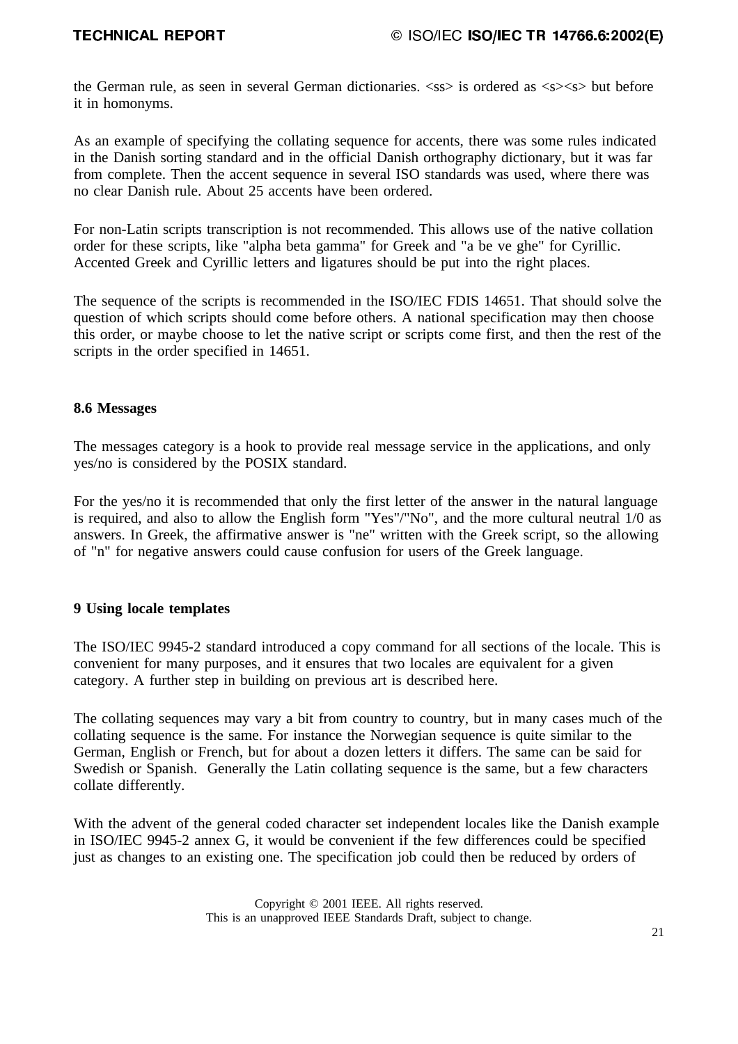the German rule, as seen in several German dictionaries. <ss> is ordered as <s><s> but before it in homonyms.

As an example of specifying the collating sequence for accents, there was some rules indicated in the Danish sorting standard and in the official Danish orthography dictionary, but it was far from complete. Then the accent sequence in several ISO standards was used, where there was no clear Danish rule. About 25 accents have been ordered.

For non-Latin scripts transcription is not recommended. This allows use of the native collation order for these scripts, like "alpha beta gamma" for Greek and "a be ve ghe" for Cyrillic. Accented Greek and Cyrillic letters and ligatures should be put into the right places.

The sequence of the scripts is recommended in the ISO/IEC FDIS 14651. That should solve the question of which scripts should come before others. A national specification may then choose this order, or maybe choose to let the native script or scripts come first, and then the rest of the scripts in the order specified in 14651.

### 8.6 Messages

The messages category is a hook to provide real message service in the applications, and only yes/no is considered by the POSIX standard.

For the yes/no it is recommended that only the first letter of the answer in the natural language is required, and also to allow the English form "Yes"/"No", and the more cultural neutral 1/0 as answers. In Greek, the affirmative answer is "ne" written with the Greek script, so the allowing of "n" for negative answers could cause confusion for users of the Greek language.

## 9 Using locale templates

The ISO/IEC 9945-2 standard introduced a copy command for all sections of the locale. This is convenient for many purposes, and it ensures that two locales are equivalent for a given category. A further step in building on previous art is described here.

The collating sequences may vary a bit from country to country, but in many cases much of the collating sequence is the same. For instance the Norwegian sequence is quite similar to the German, English or French, but for about a dozen letters it differs. The same can be said for Swedish or Spanish. Generally the Latin collating sequence is the same, but a few characters collate differently.

With the advent of the general coded character set independent locales like the Danish example in ISO/IEC 9945-2 annex G, it would be convenient if the few differences could be specified just as changes to an existing one. The specification job could then be reduced by orders of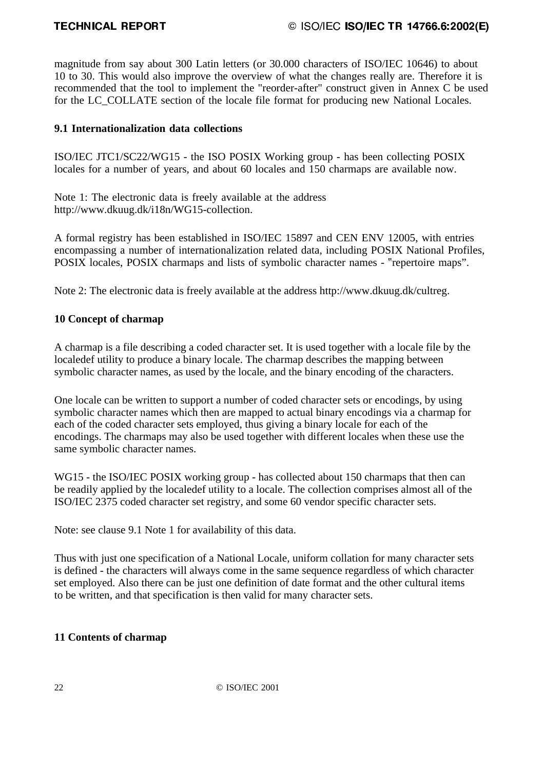magnitude from say about 300 Latin letters (or 30.000 characters of ISO/IEC 10646) to about 10 to 30. This would also improve the overview of what the changes really are. Therefore it is recommended that the tool to implement the "reorder-after" construct given in Annex C be used for the LC_COLLATE section of the locale file format for producing new National Locales.

## 9.1 Internationalization data collections

ISO/IEC JTC1/SC22/WG15 - the ISO POSIX Working group - has been collecting POSIX locales for a number of years, and about 60 locales and 150 charmaps are available now.

Note 1: The electronic data is freely available at the address http://www.dkuug.dk/i18n/WG15-collection.

A formal registry has been established in ISO/IEC 15897 and CEN ENV 12005, with entries encompassing a number of internationalization related data, including POSIX National Profiles, POSIX locales, POSIX charmaps and lists of symbolic character names - "repertoire maps”.

Note 2: The electronic data is freely available at the address http://www.dkuug.dk/cultreg.

# 10 Concept of charmap

A charmap is a file describing a coded character set. It is used together with a locale file by the localedef utility to produce a binary locale. The charmap describes the mapping between symbolic character names, as used by the locale, and the binary encoding of the characters.

One locale can be written to support a number of coded character sets or encodings, by using symbolic character names which then are mapped to actual binary encodings via a charmap for each of the coded character sets employed, thus giving a binary locale for each of the encodings. The charmaps may also be used together with different locales when these use the same symbolic character names.

WG15 - the ISO/IEC POSIX working group - has collected about 150 charmaps that then can be readily applied by the localedef utility to a locale. The collection comprises almost all of the ISO/IEC 2375 coded character set registry, and some 60 vendor specific character sets.

Note: see clause 9.1 Note 1 for availability of this data.

Thus with just one specification of a National Locale, uniform collation for many character sets is defined - the characters will always come in the same sequence regardless of which character set employed. Also there can be just one definition of date format and the other cultural items to be written, and that specification is then valid for many character sets.

# 11 Contents of charmap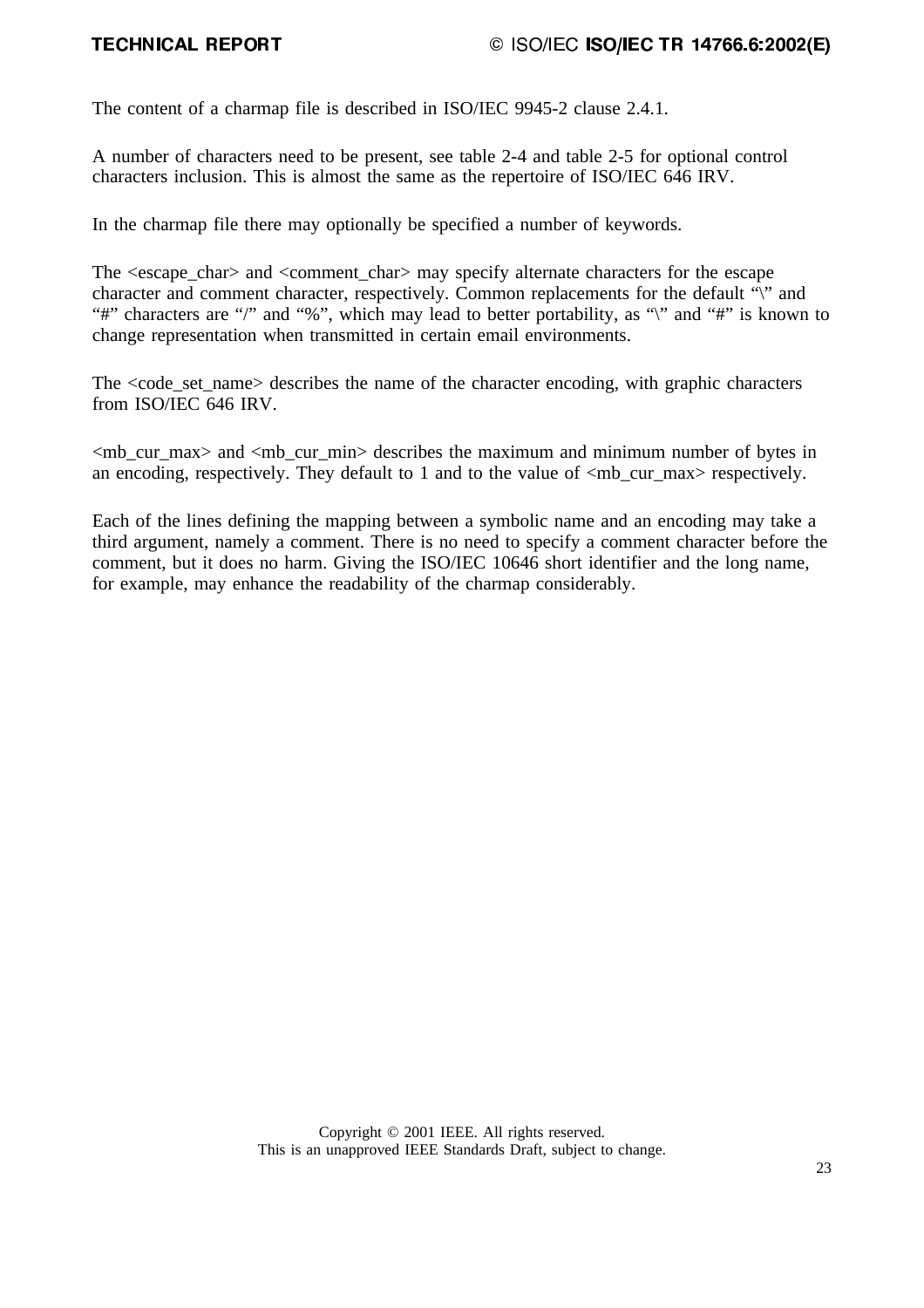The content of a charmap file is described in ISO/IEC 9945-2 clause 2.4.1.

A number of characters need to be present, see table 2-4 and table 2-5 for optional control characters inclusion. This is almost the same as the repertoire of ISO/IEC 646 IRV.

In the charmap file there may optionally be specified a number of keywords.

The <escape_char> and <comment_char> may specify alternate characters for the escape character and comment character, respectively. Common replacements for the default "\" and "#" characters are "/" and "%", which may lead to better portability, as "\" and "#" is known to change representation when transmitted in certain email environments.

The <code_set_name> describes the name of the character encoding, with graphic characters from ISO/IEC 646 IRV.

<mb_cur_max> and <mb_cur_min> describes the maximum and minimum number of bytes in an encoding, respectively. They default to 1 and to the value of <mb_cur_max> respectively.

Each of the lines defining the mapping between a symbolic name and an encoding may take a third argument, namely a comment. There is no need to specify a comment character before the comment, but it does no harm. Giving the ISO/IEC 10646 short identifier and the long name, for example, may enhance the readability of the charmap considerably.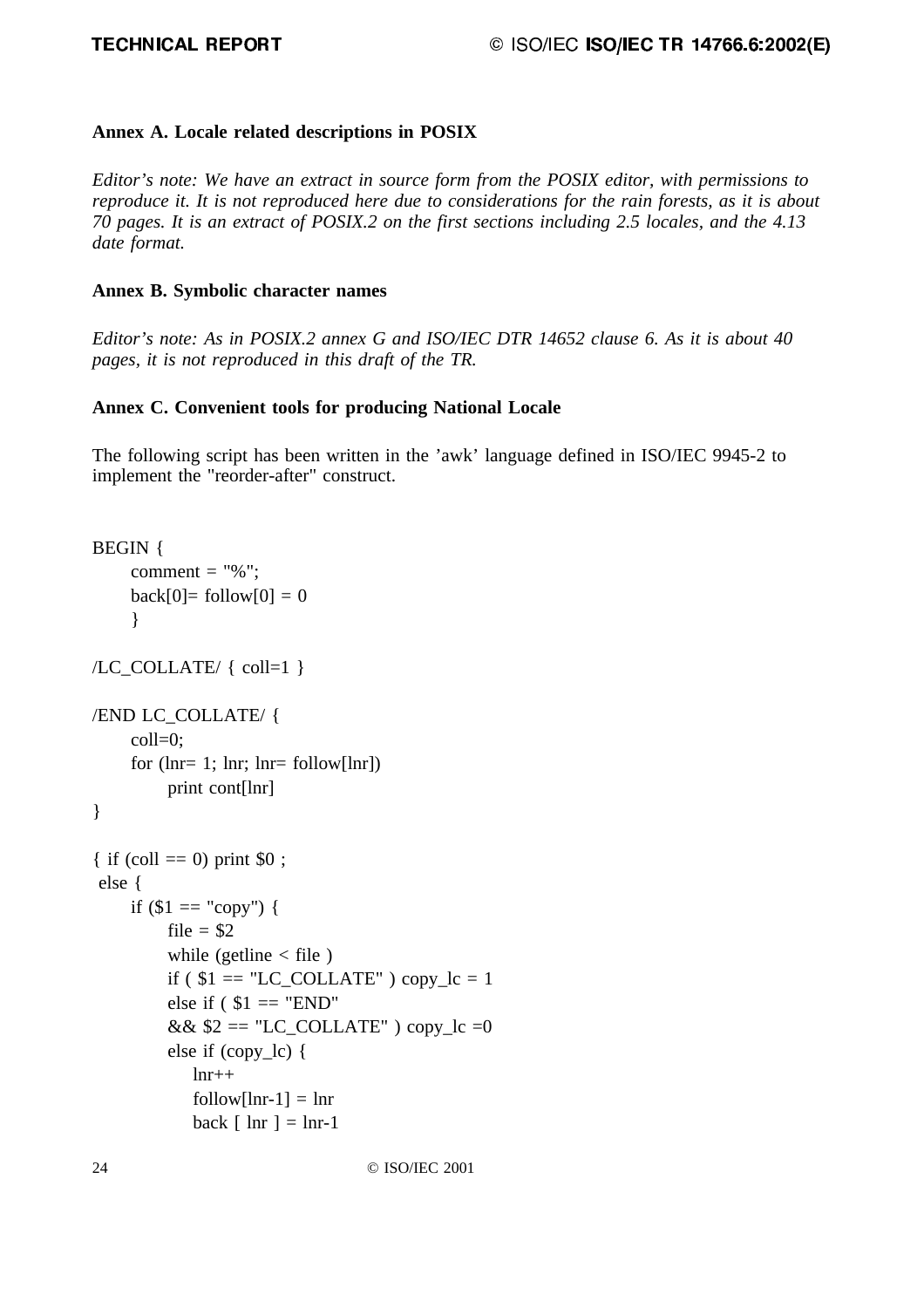## Annex A. Locale related descriptions in POSIX

*Editor's note: We have an extract in source form from the POSIX editor, with permissions to reproduce it. It is not reproduced here due to considerations for the rain forests, as it is about 70 pages. It is an extract of POSIX.2 on the first sections including 2.5 locales, and the 4.13 date format.*

## Annex B. Symbolic character names

*Editor's note: As in POSIX.2 annex G and ISO/IEC DTR 14652 clause 6. As it is about 40 pages, it is not reproduced in this draft of the TR.*

## Annex C. Convenient tools for producing National Locale

The following script has been written in the 'awk' language defined in ISO/IEC 9945-2 to implement the "reorder-after" construct.

```
BEGIN {
      comment = "%";
      back[0]= follow[0] = 0
      }

/LC_COLLATE/ { coll=1 }

/END LC_COLLATE/ {
      coll=0;
      for (lnr= 1; lnr; lnr= follow[lnr])
            print cont[lnr]
}

{ if (coll == 0) print $0 ;
 else {
      if ($1 == "copy") {
            file = $2
            while (getline < file )
            if ( $1 == "LC_COLLATE" ) copy_lc = 1
            else if ( $1 == "END"
            && $2 == "LC_COLLATE" ) copy_lc =0
            else if (copy_lc) {
                lnr++
                follow[lnr-1] = lnr
                back [ lnr ] = lnr-1
```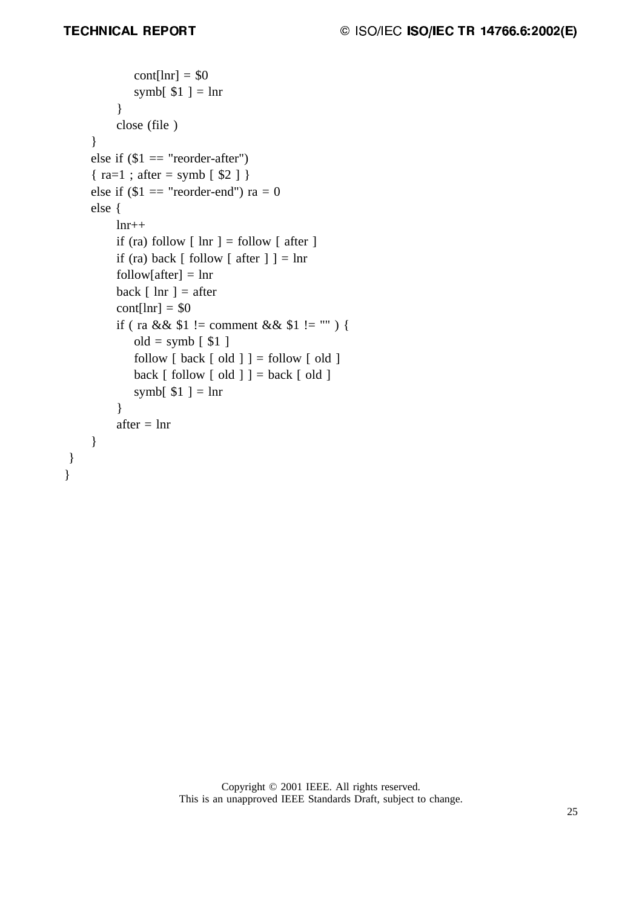```
            cont[lnr] = $0
            symb[ $1 ] = lnr
        }
        close (file )
    }
    else if ($1 == "reorder-after")
    { ra=1 ; after = symb [ $2 ] }
    else if ($1 == "reorder-end") ra = 0
    else {
        lnr++
        if (ra) follow [ lnr ] = follow [ after ]
        if (ra) back [ follow [ after ] ] = lnr
        follow[after] = lnr
        back [ lnr ] = after
        cont[lnr] = $0
        if ( ra && $1 != comment && $1 != "" ) {
            old = symb [ $1 ]
            follow [ back [ old ] ] = follow [ old ]
            back [ follow [ old ] ] = back [ old ]
            symb[ $1 ] = lnr
        }
        after = lnr
    }
 }
}
```

Copyright © 2001 IEEE. All rights reserved.
This is an unapproved IEEE Standards Draft, subject to change.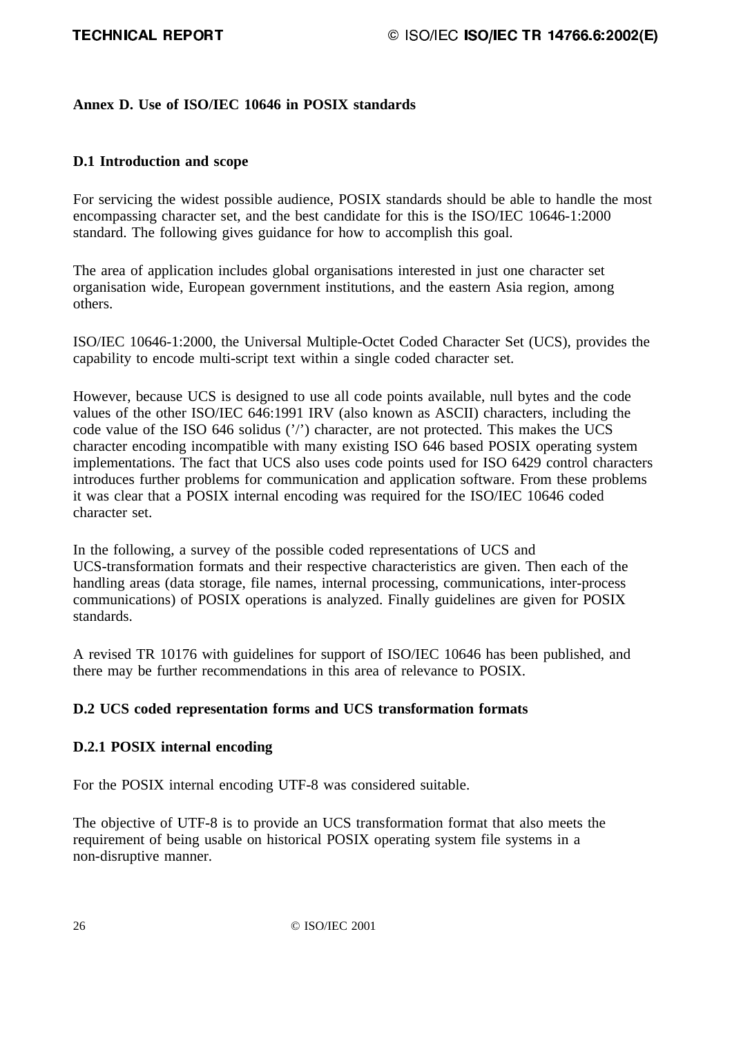# Annex D. Use of ISO/IEC 10646 in POSIX standards

## D.1 Introduction and scope

For servicing the widest possible audience, POSIX standards should be able to handle the most encompassing character set, and the best candidate for this is the ISO/IEC 10646-1:2000 standard. The following gives guidance for how to accomplish this goal.

The area of application includes global organisations interested in just one character set organisation wide, European government institutions, and the eastern Asia region, among others.

ISO/IEC 10646-1:2000, the Universal Multiple-Octet Coded Character Set (UCS), provides the capability to encode multi-script text within a single coded character set.

However, because UCS is designed to use all code points available, null bytes and the code values of the other ISO/IEC 646:1991 IRV (also known as ASCII) characters, including the code value of the ISO 646 solidus ('/') character, are not protected. This makes the UCS character encoding incompatible with many existing ISO 646 based POSIX operating system implementations. The fact that UCS also uses code points used for ISO 6429 control characters introduces further problems for communication and application software. From these problems it was clear that a POSIX internal encoding was required for the ISO/IEC 10646 coded character set.

In the following, a survey of the possible coded representations of UCS and UCS-transformation formats and their respective characteristics are given. Then each of the handling areas (data storage, file names, internal processing, communications, inter-process communications) of POSIX operations is analyzed. Finally guidelines are given for POSIX standards.

A revised TR 10176 with guidelines for support of ISO/IEC 10646 has been published, and there may be further recommendations in this area of relevance to POSIX.

## D.2 UCS coded representation forms and UCS transformation formats

### D.2.1 POSIX internal encoding

For the POSIX internal encoding UTF-8 was considered suitable.

The objective of UTF-8 is to provide an UCS transformation format that also meets the requirement of being usable on historical POSIX operating system file systems in a non-disruptive manner.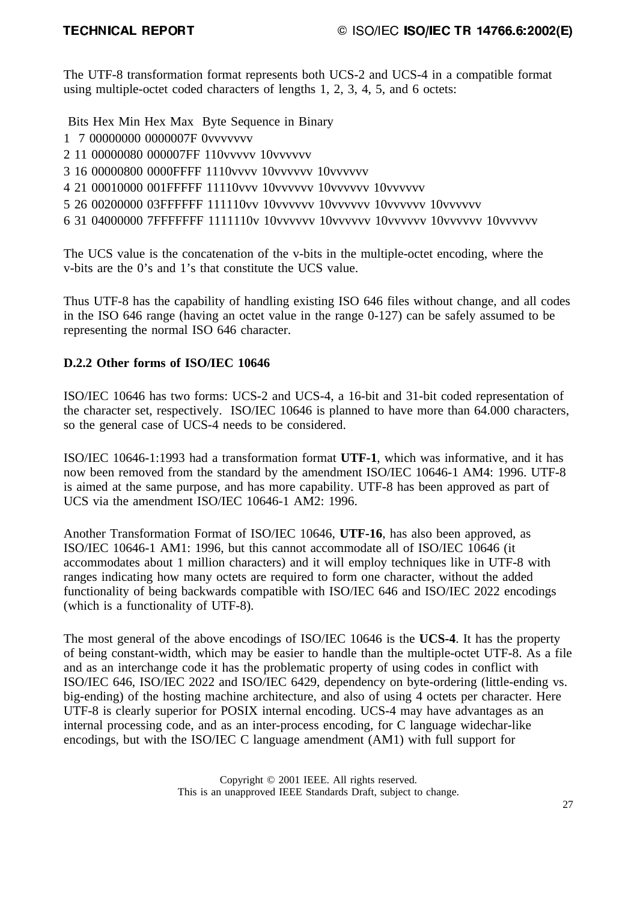The UTF-8 transformation format represents both UCS-2 and UCS-4 in a compatible format using multiple-octet coded characters of lengths 1, 2, 3, 4, 5, and 6 octets:

| | Bits | Hex Min | Hex Max | Byte Sequence in Binary |
|---|---|---|---|---|
| 1 | 7 | 00000000 | 0000007F | 0vvvvvvv |
| 2 | 11 | 00000080 | 000007FF | 110vvvvv 10vvvvvv |
| 3 | 16 | 00000800 | 0000FFFF | 1110vvvv 10vvvvvv 10vvvvvv |
| 4 | 21 | 00010000 | 001FFFFF | 11110vvv 10vvvvvv 10vvvvvv 10vvvvvv |
| 5 | 26 | 00200000 | 03FFFFFF | 111110vv 10vvvvvv 10vvvvvv 10vvvvvv 10vvvvvv |
| 6 | 31 | 04000000 | 7FFFFFFF | 1111110v 10vvvvvv 10vvvvvv 10vvvvvv 10vvvvvv 10vvvvvv |

The UCS value is the concatenation of the v-bits in the multiple-octet encoding, where the v-bits are the 0's and 1's that constitute the UCS value.

Thus UTF-8 has the capability of handling existing ISO 646 files without change, and all codes in the ISO 646 range (having an octet value in the range 0-127) can be safely assumed to be representing the normal ISO 646 character.

### D.2.2 Other forms of ISO/IEC 10646

ISO/IEC 10646 has two forms: UCS-2 and UCS-4, a 16-bit and 31-bit coded representation of the character set, respectively. ISO/IEC 10646 is planned to have more than 64.000 characters, so the general case of UCS-4 needs to be considered.

ISO/IEC 10646-1:1993 had a transformation format **UTF-1**, which was informative, and it has now been removed from the standard by the amendment ISO/IEC 10646-1 AM4: 1996. UTF-8 is aimed at the same purpose, and has more capability. UTF-8 has been approved as part of UCS via the amendment ISO/IEC 10646-1 AM2: 1996.

Another Transformation Format of ISO/IEC 10646, **UTF-16**, has also been approved, as ISO/IEC 10646-1 AM1: 1996, but this cannot accommodate all of ISO/IEC 10646 (it accommodates about 1 million characters) and it will employ techniques like in UTF-8 with ranges indicating how many octets are required to form one character, without the added functionality of being backwards compatible with ISO/IEC 646 and ISO/IEC 2022 encodings (which is a functionality of UTF-8).

The most general of the above encodings of ISO/IEC 10646 is the **UCS-4**. It has the property of being constant-width, which may be easier to handle than the multiple-octet UTF-8. As a file and as an interchange code it has the problematic property of using codes in conflict with ISO/IEC 646, ISO/IEC 2022 and ISO/IEC 6429, dependency on byte-ordering (little-ending vs. big-ending) of the hosting machine architecture, and also of using 4 octets per character. Here UTF-8 is clearly superior for POSIX internal encoding. UCS-4 may have advantages as an internal processing code, and as an inter-process encoding, for C language widechar-like encodings, but with the ISO/IEC C language amendment (AM1) with full support for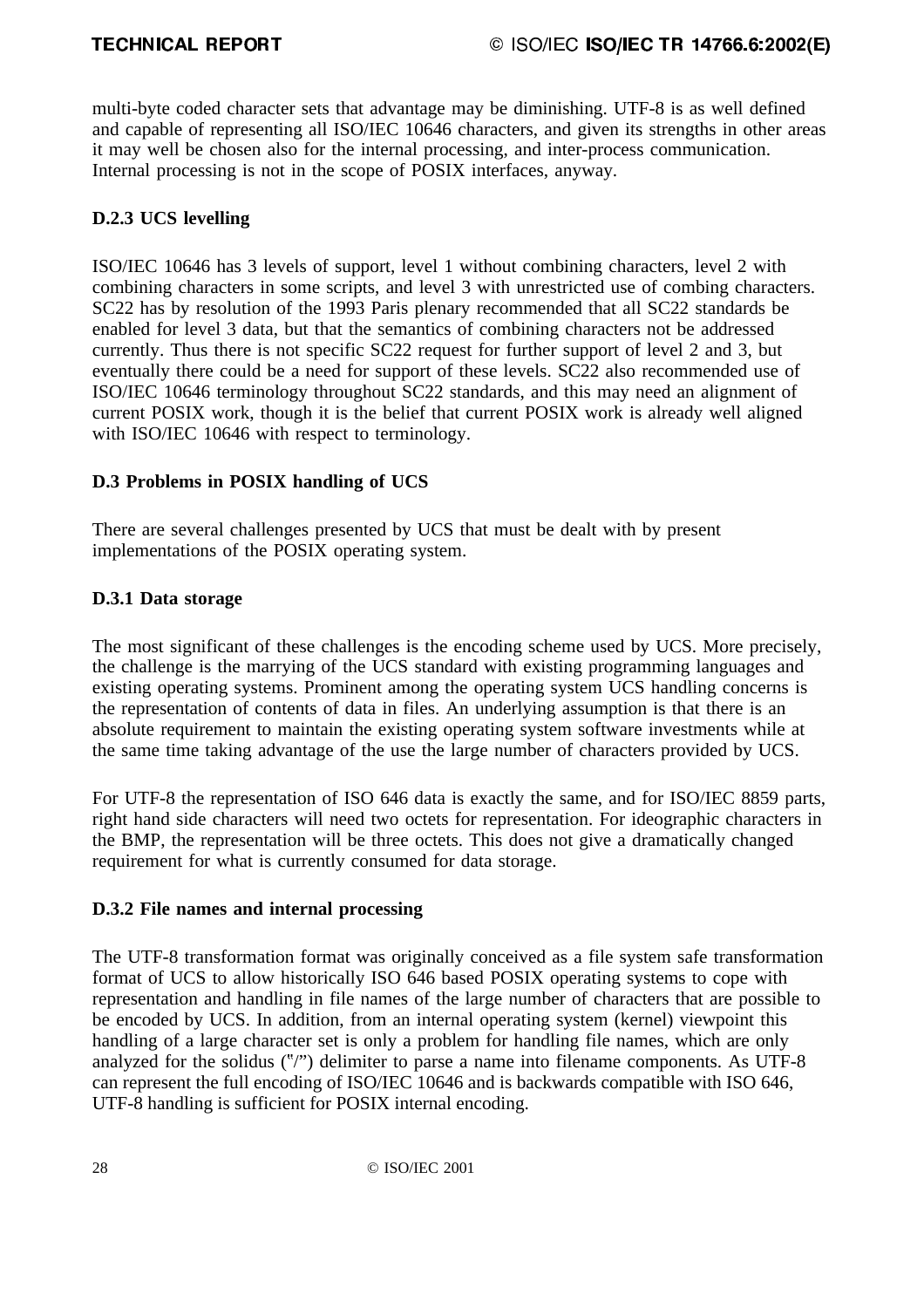multi-byte coded character sets that advantage may be diminishing. UTF-8 is as well defined and capable of representing all ISO/IEC 10646 characters, and given its strengths in other areas it may well be chosen also for the internal processing, and inter-process communication. Internal processing is not in the scope of POSIX interfaces, anyway.

### D.2.3 UCS levelling

ISO/IEC 10646 has 3 levels of support, level 1 without combining characters, level 2 with combining characters in some scripts, and level 3 with unrestricted use of combing characters. SC22 has by resolution of the 1993 Paris plenary recommended that all SC22 standards be enabled for level 3 data, but that the semantics of combining characters not be addressed currently. Thus there is not specific SC22 request for further support of level 2 and 3, but eventually there could be a need for support of these levels. SC22 also recommended use of ISO/IEC 10646 terminology throughout SC22 standards, and this may need an alignment of current POSIX work, though it is the belief that current POSIX work is already well aligned with ISO/IEC 10646 with respect to terminology.

## D.3 Problems in POSIX handling of UCS

There are several challenges presented by UCS that must be dealt with by present implementations of the POSIX operating system.

### D.3.1 Data storage

The most significant of these challenges is the encoding scheme used by UCS. More precisely, the challenge is the marrying of the UCS standard with existing programming languages and existing operating systems. Prominent among the operating system UCS handling concerns is the representation of contents of data in files. An underlying assumption is that there is an absolute requirement to maintain the existing operating system software investments while at the same time taking advantage of the use the large number of characters provided by UCS.

For UTF-8 the representation of ISO 646 data is exactly the same, and for ISO/IEC 8859 parts, right hand side characters will need two octets for representation. For ideographic characters in the BMP, the representation will be three octets. This does not give a dramatically changed requirement for what is currently consumed for data storage.

### D.3.2 File names and internal processing

The UTF-8 transformation format was originally conceived as a file system safe transformation format of UCS to allow historically ISO 646 based POSIX operating systems to cope with representation and handling in file names of the large number of characters that are possible to be encoded by UCS. In addition, from an internal operating system (kernel) viewpoint this handling of a large character set is only a problem for handling file names, which are only analyzed for the solidus ("/") delimiter to parse a name into filename components. As UTF-8 can represent the full encoding of ISO/IEC 10646 and is backwards compatible with ISO 646, UTF-8 handling is sufficient for POSIX internal encoding.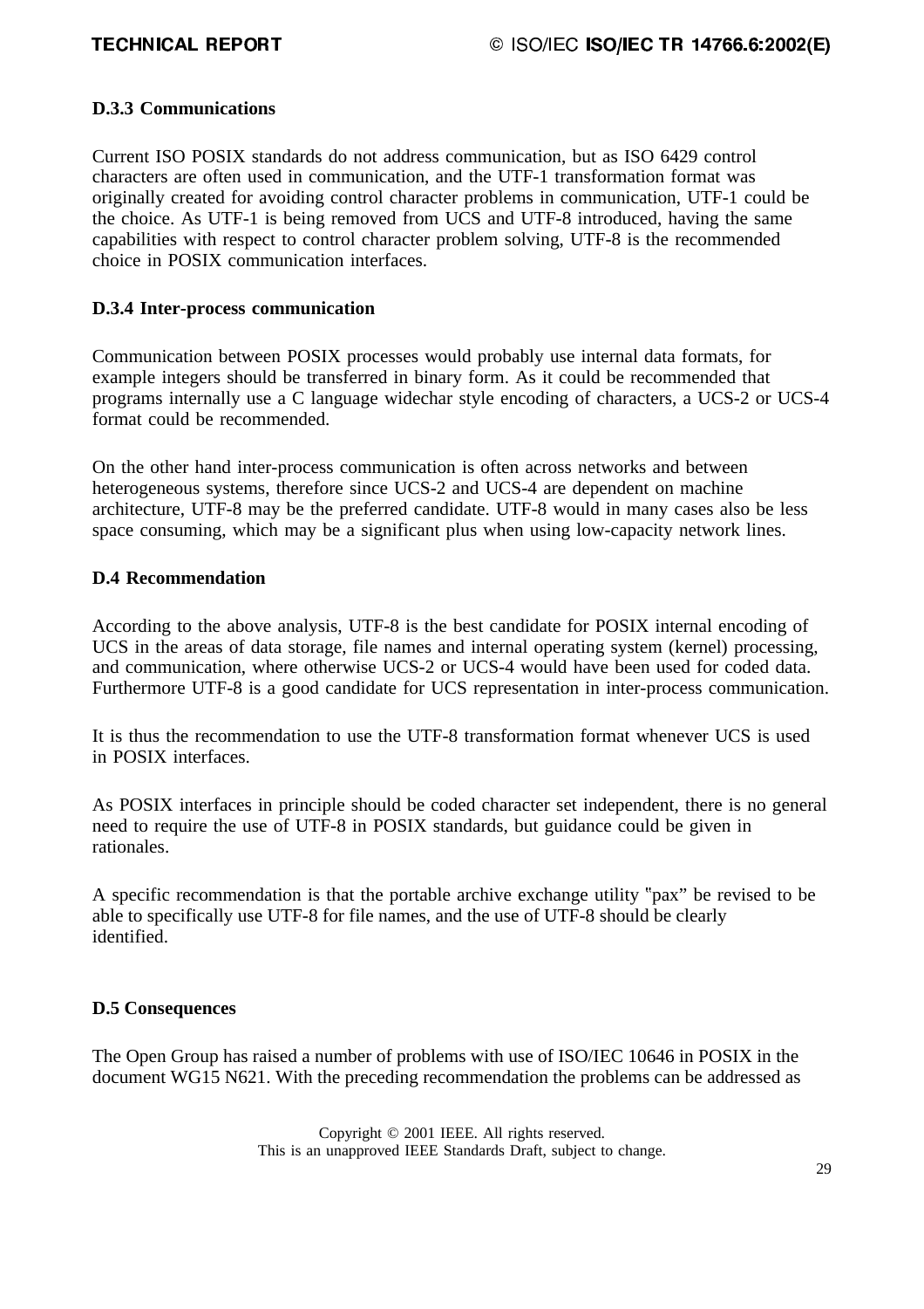### D.3.3 Communications

Current ISO POSIX standards do not address communication, but as ISO 6429 control characters are often used in communication, and the UTF-1 transformation format was originally created for avoiding control character problems in communication, UTF-1 could be the choice. As UTF-1 is being removed from UCS and UTF-8 introduced, having the same capabilities with respect to control character problem solving, UTF-8 is the recommended choice in POSIX communication interfaces.

### D.3.4 Inter-process communication

Communication between POSIX processes would probably use internal data formats, for example integers should be transferred in binary form. As it could be recommended that programs internally use a C language widechar style encoding of characters, a UCS-2 or UCS-4 format could be recommended.

On the other hand inter-process communication is often across networks and between heterogeneous systems, therefore since UCS-2 and UCS-4 are dependent on machine architecture, UTF-8 may be the preferred candidate. UTF-8 would in many cases also be less space consuming, which may be a significant plus when using low-capacity network lines.

## D.4 Recommendation

According to the above analysis, UTF-8 is the best candidate for POSIX internal encoding of UCS in the areas of data storage, file names and internal operating system (kernel) processing, and communication, where otherwise UCS-2 or UCS-4 would have been used for coded data. Furthermore UTF-8 is a good candidate for UCS representation in inter-process communication.

It is thus the recommendation to use the UTF-8 transformation format whenever UCS is used in POSIX interfaces.

As POSIX interfaces in principle should be coded character set independent, there is no general need to require the use of UTF-8 in POSIX standards, but guidance could be given in rationales.

A specific recommendation is that the portable archive exchange utility "pax" be revised to be able to specifically use UTF-8 for file names, and the use of UTF-8 should be clearly identified.

## D.5 Consequences

The Open Group has raised a number of problems with use of ISO/IEC 10646 in POSIX in the document WG15 N621. With the preceding recommendation the problems can be addressed as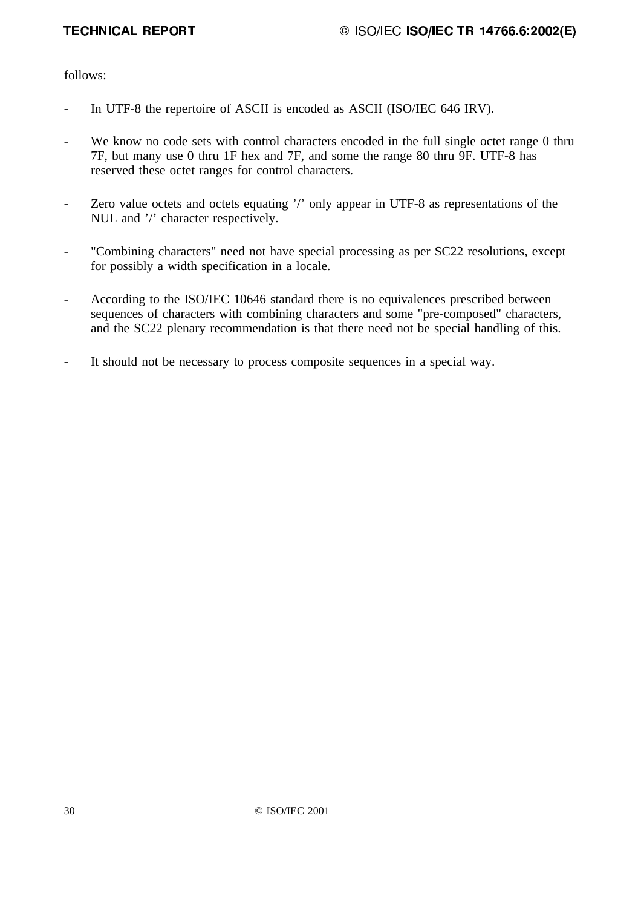follows:

- In UTF-8 the repertoire of ASCII is encoded as ASCII (ISO/IEC 646 IRV).

- We know no code sets with control characters encoded in the full single octet range 0 thru 7F, but many use 0 thru 1F hex and 7F, and some the range 80 thru 9F. UTF-8 has reserved these octet ranges for control characters.

- Zero value octets and octets equating ’/’ only appear in UTF-8 as representations of the NUL and ’/’ character respectively.

- "Combining characters" need not have special processing as per SC22 resolutions, except for possibly a width specification in a locale.

- According to the ISO/IEC 10646 standard there is no equivalences prescribed between sequences of characters with combining characters and some "pre-composed" characters, and the SC22 plenary recommendation is that there need not be special handling of this.

- It should not be necessary to process composite sequences in a special way.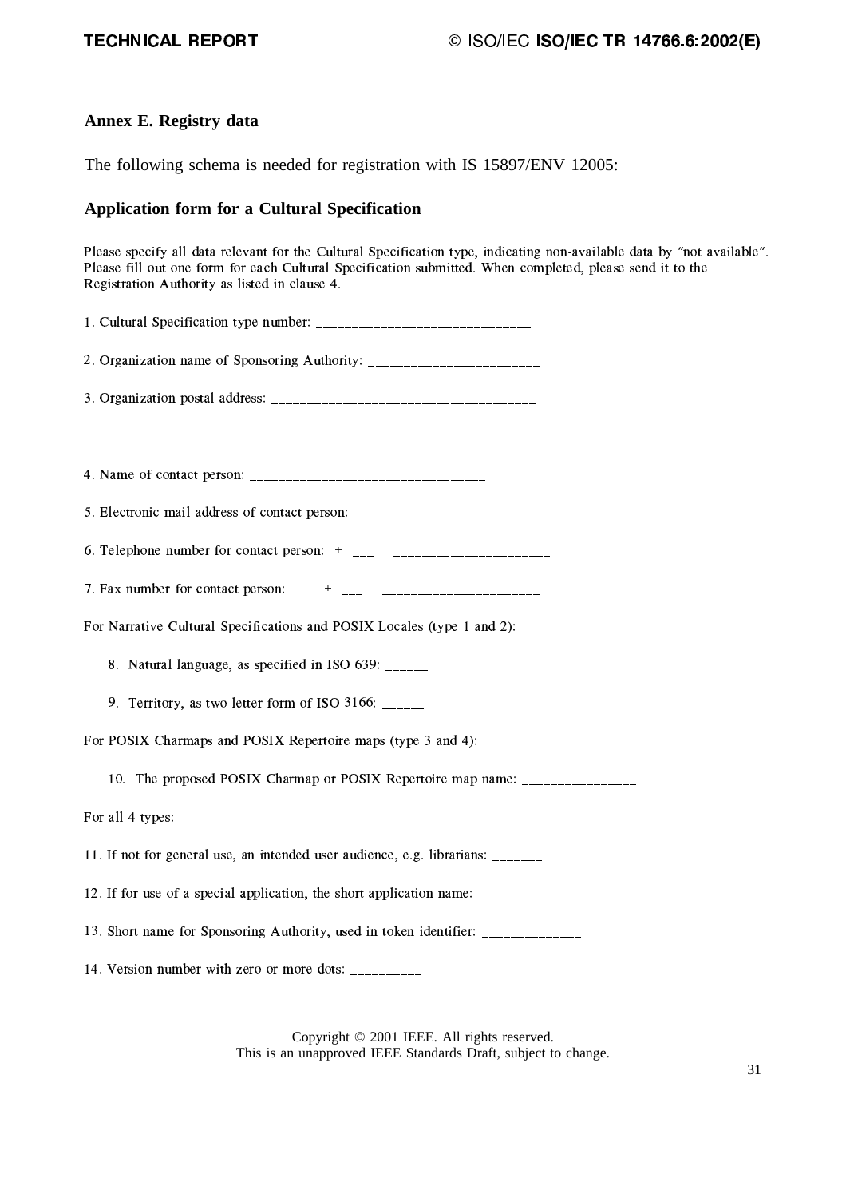## Annex E. Registry data

The following schema is needed for registration with IS 15897/ENV 12005:

### Application form for a Cultural Specification

Please specify all data relevant for the Cultural Specification type, indicating non-available data by "not available". Please fill out one form for each Cultural Specification submitted. When completed, please send it to the Registration Authority as listed in clause 4.

1. Cultural Specification type number: ______________________________

2. Organization name of Sponsoring Authority: ________________________

3. Organization postal address: ______________________________________

   ______________________________________________________________________

4. Name of contact person: _________________________________

5. Electronic mail address of contact person: ______________________

6. Telephone number for contact person: + ___ ______________________

7. Fax number for contact person: + ___ ______________________

For Narrative Cultural Specifications and POSIX Locales (type 1 and 2):

   8. Natural language, as specified in ISO 639: ______

   9. Territory, as two-letter form of ISO 3166: ______

For POSIX Charmaps and POSIX Repertoire maps (type 3 and 4):

   10. The proposed POSIX Charmap or POSIX Repertoire map name: ________________

For all 4 types:

11. If not for general use, an intended user audience, e.g. librarians: _______

12. If for use of a special application, the short application name: __________

13. Short name for Sponsoring Authority, used in token identifier: _____________

14. Version number with zero or more dots: __________

Copyright © 2001 IEEE. All rights reserved.
This is an unapproved IEEE Standards Draft, subject to change.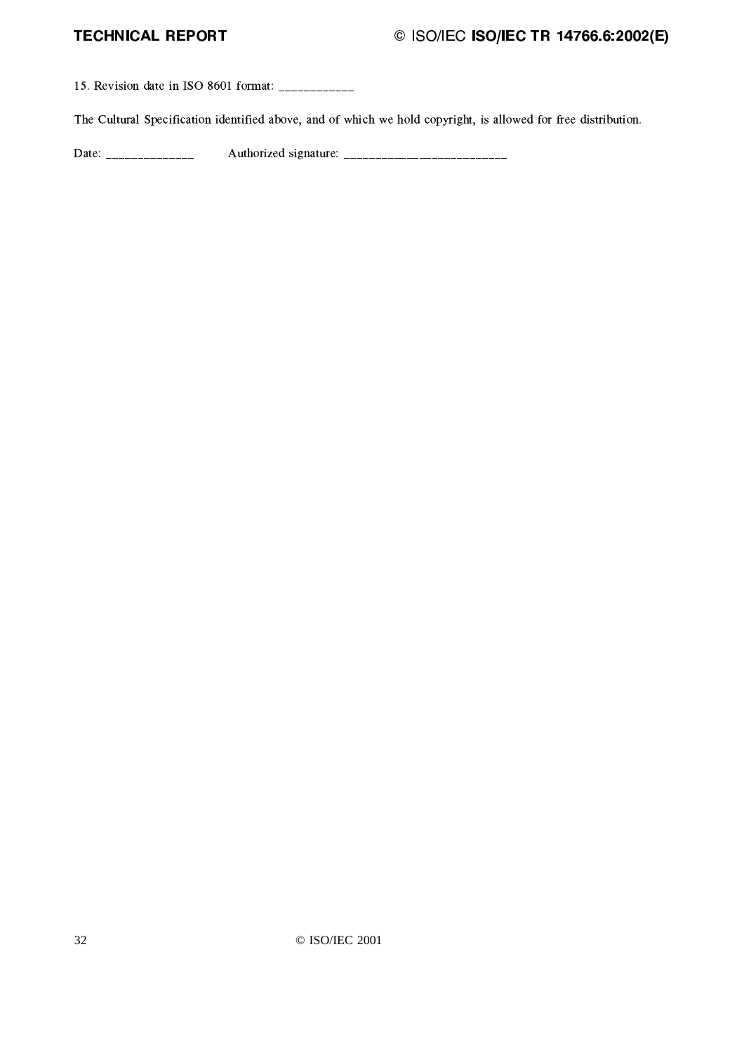15. Revision date in ISO 8601 format: ____________

The Cultural Specification identified above, and of which we hold copyright, is allowed for free distribution.

Date: ______________ Authorized signature: __________________________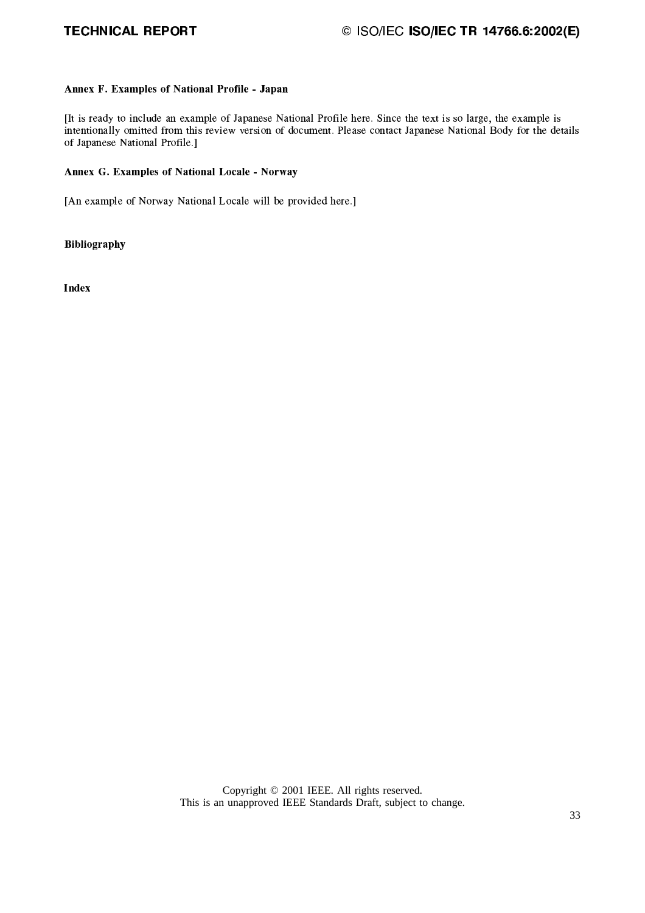## Annex F. Examples of National Profile - Japan

[It is ready to include an example of Japanese National Profile here. Since the text is so large, the example is intentionally omitted from this review version of document. Please contact Japanese National Body for the details of Japanese National Profile.]

## Annex G. Examples of National Locale - Norway

[An example of Norway National Locale will be provided here.]

## Bibliography

## Index